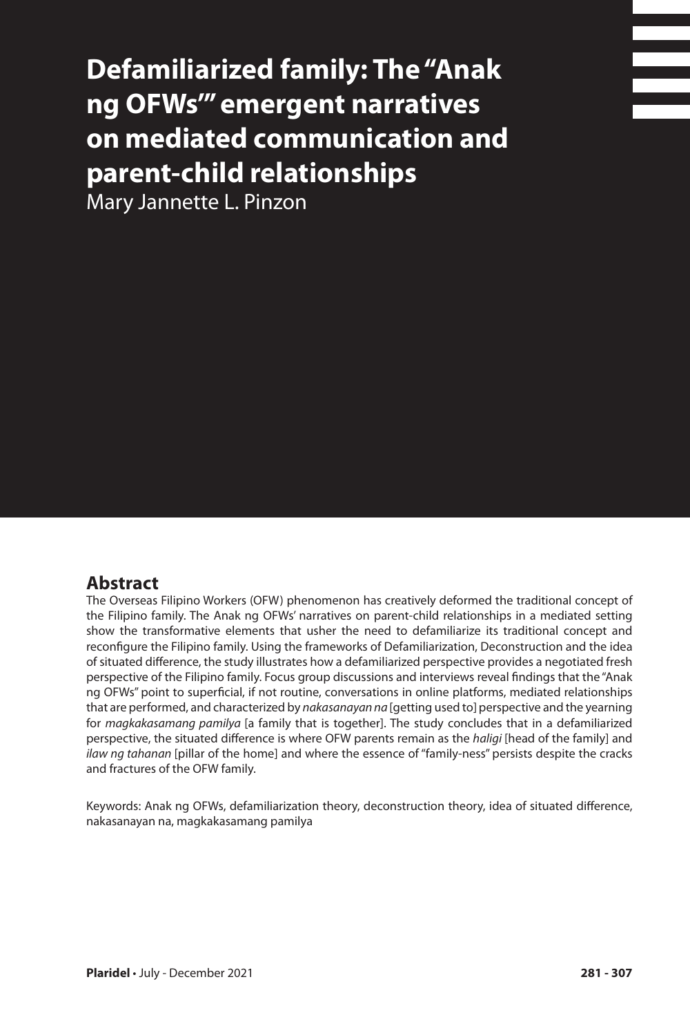# Defamiliarized family: The "Anak ng OFWs'" emergent narratives on mediated communication and parent-child relationships

Mary Jannette L. Pinzon

## Abstract

The Overseas Filipino Workers (OFW) phenomenon has creatively deformed the traditional concept of the Filipino family. The Anak ng OFWs' narratives on parent-child relationships in a mediated setting show the transformative elements that usher the need to defamiliarize its traditional concept and reconfigure the Filipino family. Using the frameworks of Defamiliarization, Deconstruction and the idea of situated difference, the study illustrates how a defamiliarized perspective provides a negotiated fresh perspective of the Filipino family. Focus group discussions and interviews reveal findings that the "Anak ng OFWs" point to superficial, if not routine, conversations in online platforms, mediated relationships that are performed, and characterized by *nakasanayan na* [getting used to] perspective and the yearning for *magkakasamang pamilya* [a family that is together]. The study concludes that in a defamiliarized perspective, the situated difference is where OFW parents remain as the *haligi* [head of the family] and *ilaw ng tahanan* [pillar of the home] and where the essence of "family-ness" persists despite the cracks and fractures of the OFW family.

Keywords: Anak ng OFWs, defamiliarization theory, deconstruction theory, idea of situated difference, nakasanayan na, magkakasamang pamilya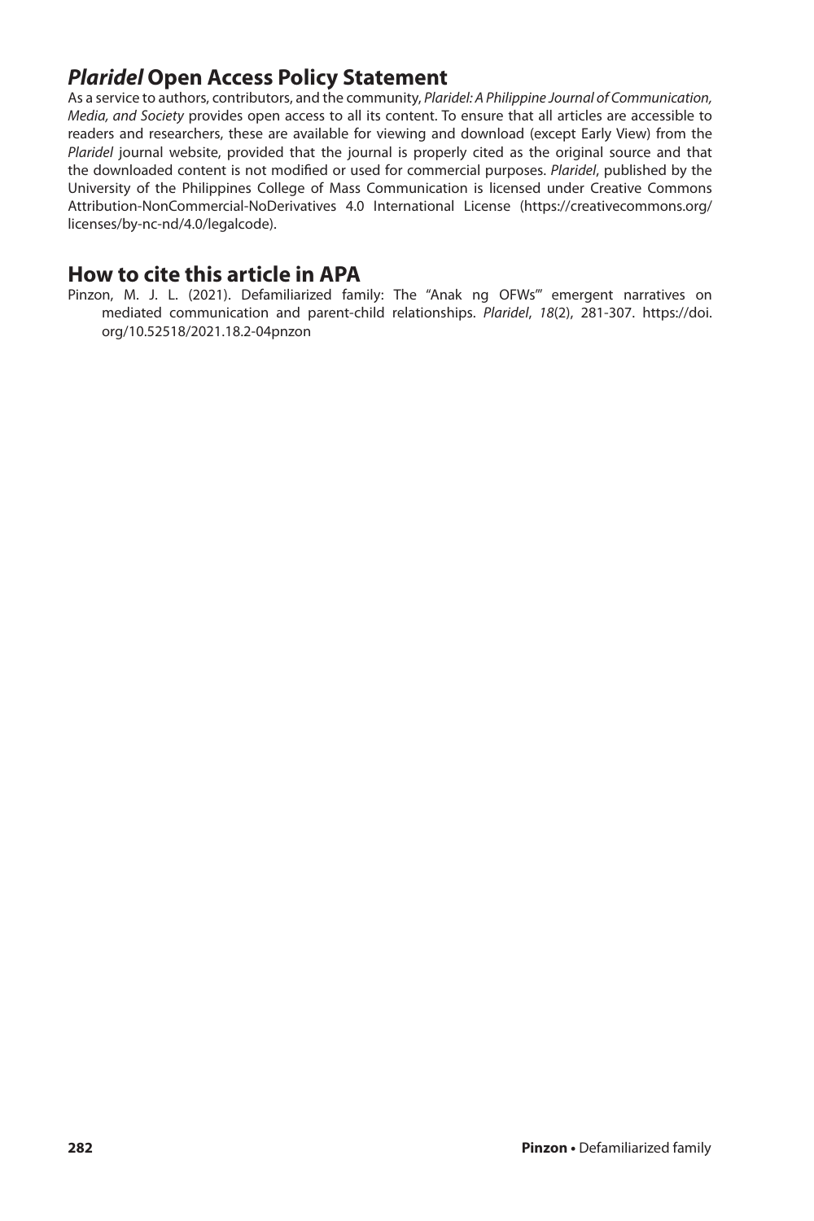## *Plaridel* Open Access Policy Statement

As a service to authors, contributors, and the community, *Plaridel: A Philippine Journal of Communication, Media, and Society* provides open access to all its content. To ensure that all articles are accessible to readers and researchers, these are available for viewing and download (except Early View) from the *Plaridel* journal website, provided that the journal is properly cited as the original source and that the downloaded content is not modified or used for commercial purposes. *Plaridel*, published by the University of the Philippines College of Mass Communication is licensed under Creative Commons Attribution-NonCommercial-NoDerivatives 4.0 International License (https://creativecommons.org/licenses/by-nc-nd/4.0/legalcode).

## How to cite this article in APA

Pinzon, M. J. L. (2021). Defamiliarized family: The "Anak ng OFWs'" emergent narratives on mediated communication and parent-child relationships. *Plaridel*, *18*(2), 281-307. https://doi.org/10.52518/2021.18.2-04pnzon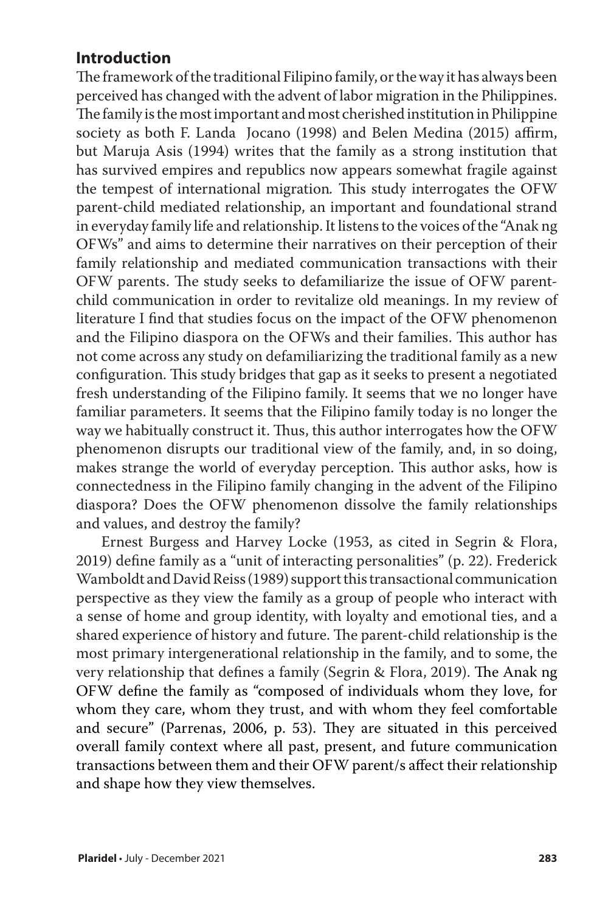## Introduction

The framework of the traditional Filipino family, or the way it has always been perceived has changed with the advent of labor migration in the Philippines. The family is the most important and most cherished institution in Philippine society as both F. Landa Jocano (1998) and Belen Medina (2015) affirm, but Maruja Asis (1994) writes that the family as a strong institution that has survived empires and republics now appears somewhat fragile against the tempest of international migration*.* This study interrogates the OFW parent-child mediated relationship, an important and foundational strand in everyday family life and relationship. It listens to the voices of the "Anak ng OFWs" and aims to determine their narratives on their perception of their family relationship and mediated communication transactions with their OFW parents. The study seeks to defamiliarize the issue of OFW parent-child communication in order to revitalize old meanings. In my review of literature I find that studies focus on the impact of the OFW phenomenon and the Filipino diaspora on the OFWs and their families. This author has not come across any study on defamiliarizing the traditional family as a new configuration. This study bridges that gap as it seeks to present a negotiated fresh understanding of the Filipino family. It seems that we no longer have familiar parameters. It seems that the Filipino family today is no longer the way we habitually construct it. Thus, this author interrogates how the OFW phenomenon disrupts our traditional view of the family, and, in so doing, makes strange the world of everyday perception. This author asks, how is connectedness in the Filipino family changing in the advent of the Filipino diaspora? Does the OFW phenomenon dissolve the family relationships and values, and destroy the family?

Ernest Burgess and Harvey Locke (1953, as cited in Segrin & Flora, 2019) define family as a "unit of interacting personalities" (p. 22). Frederick Wamboldt and David Reiss (1989) support this transactional communication perspective as they view the family as a group of people who interact with a sense of home and group identity, with loyalty and emotional ties, and a shared experience of history and future. The parent-child relationship is the most primary intergenerational relationship in the family, and to some, the very relationship that defines a family (Segrin & Flora, 2019). The Anak ng OFW define the family as "composed of individuals whom they love, for whom they care, whom they trust, and with whom they feel comfortable and secure" (Parrenas, 2006, p. 53). They are situated in this perceived overall family context where all past, present, and future communication transactions between them and their OFW parent/s affect their relationship and shape how they view themselves.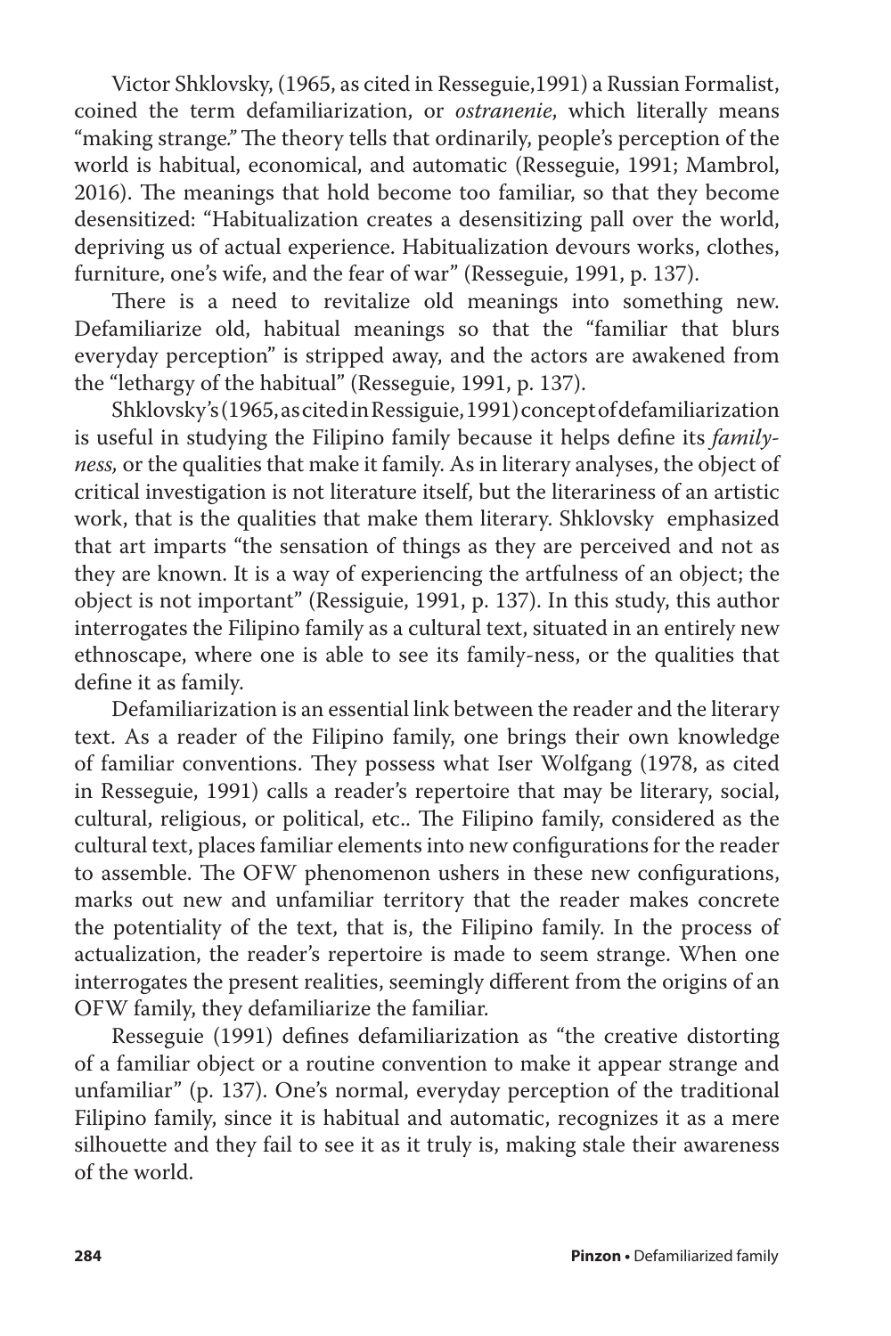Victor Shklovsky, (1965, as cited in Resseguie,1991) a Russian Formalist, coined the term defamiliarization, or *ostranenie*, which literally means "making strange." The theory tells that ordinarily, people's perception of the world is habitual, economical, and automatic (Resseguie, 1991; Mambrol, 2016). The meanings that hold become too familiar, so that they become desensitized: "Habitualization creates a desensitizing pall over the world, depriving us of actual experience. Habitualization devours works, clothes, furniture, one's wife, and the fear of war" (Resseguie, 1991, p. 137).

There is a need to revitalize old meanings into something new. Defamiliarize old, habitual meanings so that the "familiar that blurs everyday perception" is stripped away, and the actors are awakened from the "lethargy of the habitual" (Resseguie, 1991, p. 137).

Shklovsky's (1965, as cited in Ressiguie, 1991) concept of defamiliarization is useful in studying the Filipino family because it helps define its *family-ness,* or the qualities that make it family. As in literary analyses, the object of critical investigation is not literature itself, but the literariness of an artistic work, that is the qualities that make them literary. Shklovsky emphasized that art imparts "the sensation of things as they are perceived and not as they are known. It is a way of experiencing the artfulness of an object; the object is not important" (Ressiguie, 1991, p. 137). In this study, this author interrogates the Filipino family as a cultural text, situated in an entirely new ethnoscape, where one is able to see its family-ness, or the qualities that define it as family.

Defamiliarization is an essential link between the reader and the literary text. As a reader of the Filipino family, one brings their own knowledge of familiar conventions. They possess what Iser Wolfgang (1978, as cited in Resseguie, 1991) calls a reader's repertoire that may be literary, social, cultural, religious, or political, etc.. The Filipino family, considered as the cultural text, places familiar elements into new configurations for the reader to assemble. The OFW phenomenon ushers in these new configurations, marks out new and unfamiliar territory that the reader makes concrete the potentiality of the text, that is, the Filipino family. In the process of actualization, the reader's repertoire is made to seem strange. When one interrogates the present realities, seemingly different from the origins of an OFW family, they defamiliarize the familiar.

Resseguie (1991) defines defamiliarization as "the creative distorting of a familiar object or a routine convention to make it appear strange and unfamiliar" (p. 137). One's normal, everyday perception of the traditional Filipino family, since it is habitual and automatic, recognizes it as a mere silhouette and they fail to see it as it truly is, making stale their awareness of the world.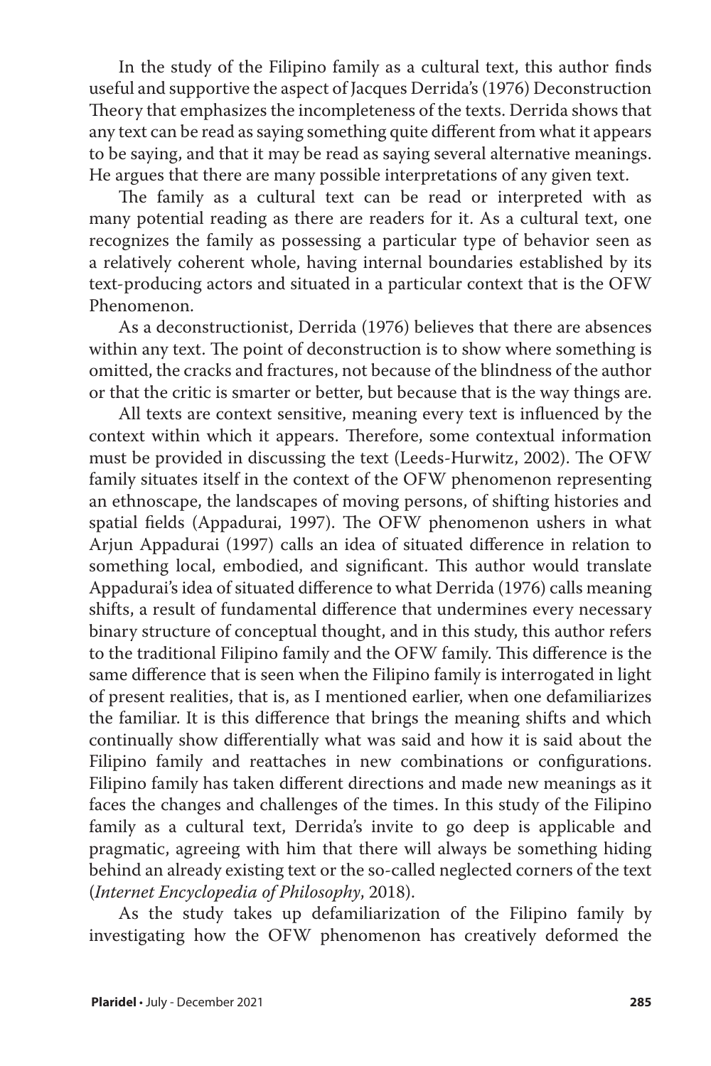In the study of the Filipino family as a cultural text, this author finds useful and supportive the aspect of Jacques Derrida's (1976) Deconstruction Theory that emphasizes the incompleteness of the texts. Derrida shows that any text can be read as saying something quite different from what it appears to be saying, and that it may be read as saying several alternative meanings. He argues that there are many possible interpretations of any given text.

The family as a cultural text can be read or interpreted with as many potential reading as there are readers for it. As a cultural text, one recognizes the family as possessing a particular type of behavior seen as a relatively coherent whole, having internal boundaries established by its text-producing actors and situated in a particular context that is the OFW Phenomenon.

As a deconstructionist, Derrida (1976) believes that there are absences within any text. The point of deconstruction is to show where something is omitted, the cracks and fractures, not because of the blindness of the author or that the critic is smarter or better, but because that is the way things are.

All texts are context sensitive, meaning every text is influenced by the context within which it appears. Therefore, some contextual information must be provided in discussing the text (Leeds-Hurwitz, 2002). The OFW family situates itself in the context of the OFW phenomenon representing an ethnoscape, the landscapes of moving persons, of shifting histories and spatial fields (Appadurai, 1997). The OFW phenomenon ushers in what Arjun Appadurai (1997) calls an idea of situated difference in relation to something local, embodied, and significant. This author would translate Appadurai's idea of situated difference to what Derrida (1976) calls meaning shifts, a result of fundamental difference that undermines every necessary binary structure of conceptual thought, and in this study, this author refers to the traditional Filipino family and the OFW family. This difference is the same difference that is seen when the Filipino family is interrogated in light of present realities, that is, as I mentioned earlier, when one defamiliarizes the familiar. It is this difference that brings the meaning shifts and which continually show differentially what was said and how it is said about the Filipino family and reattaches in new combinations or configurations. Filipino family has taken different directions and made new meanings as it faces the changes and challenges of the times. In this study of the Filipino family as a cultural text, Derrida's invite to go deep is applicable and pragmatic, agreeing with him that there will always be something hiding behind an already existing text or the so-called neglected corners of the text (*Internet Encyclopedia of Philosophy*, 2018).

As the study takes up defamiliarization of the Filipino family by investigating how the OFW phenomenon has creatively deformed the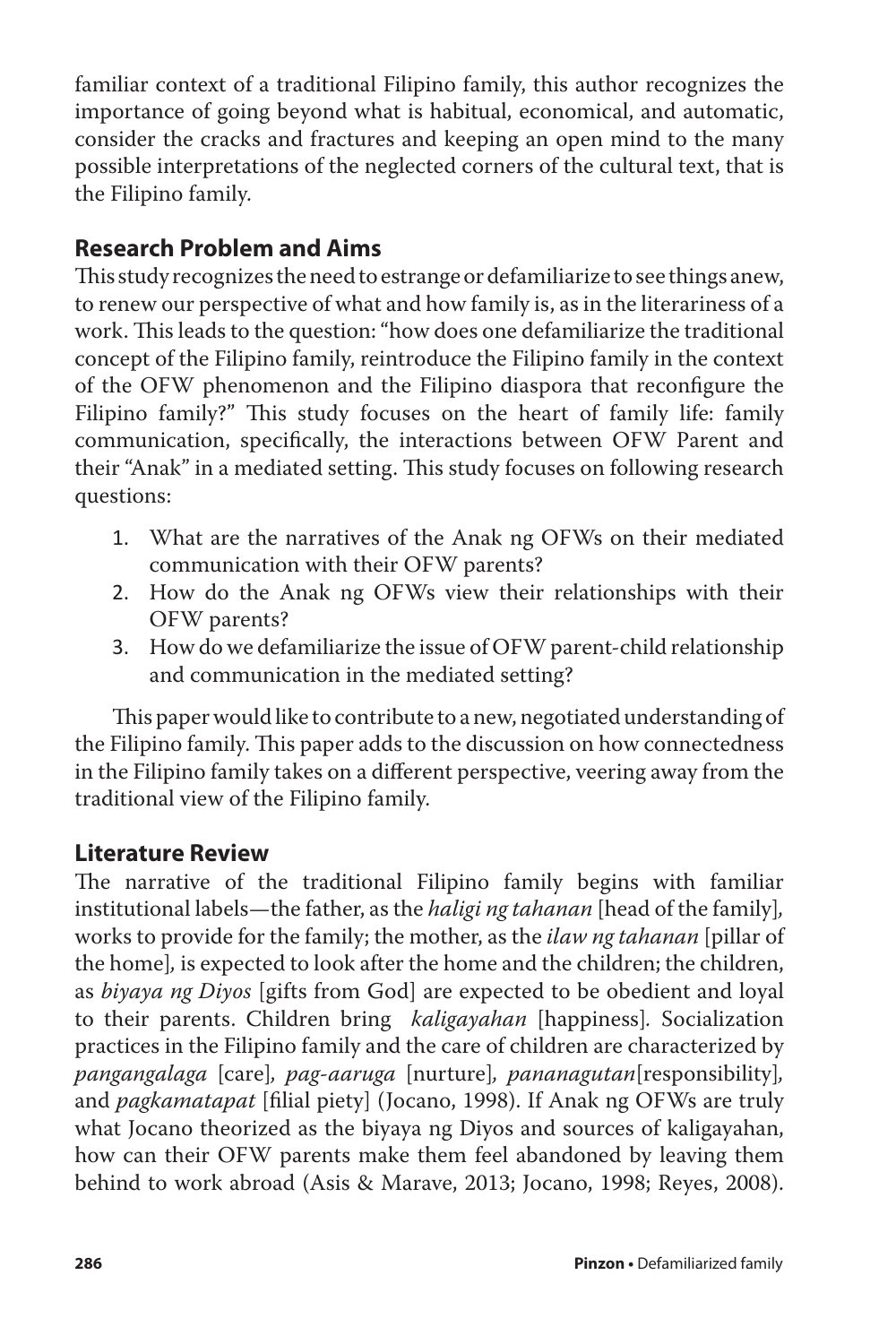familiar context of a traditional Filipino family, this author recognizes the importance of going beyond what is habitual, economical, and automatic, consider the cracks and fractures and keeping an open mind to the many possible interpretations of the neglected corners of the cultural text, that is the Filipino family.

## Research Problem and Aims

This study recognizes the need to estrange or defamiliarize to see things anew, to renew our perspective of what and how family is, as in the literariness of a work. This leads to the question: "how does one defamiliarize the traditional concept of the Filipino family, reintroduce the Filipino family in the context of the OFW phenomenon and the Filipino diaspora that reconfigure the Filipino family?" This study focuses on the heart of family life: family communication, specifically, the interactions between OFW Parent and their "Anak" in a mediated setting. This study focuses on following research questions:

1. What are the narratives of the Anak ng OFWs on their mediated communication with their OFW parents?
2. How do the Anak ng OFWs view their relationships with their OFW parents?
3. How do we defamiliarize the issue of OFW parent-child relationship and communication in the mediated setting?

This paper would like to contribute to a new, negotiated understanding of the Filipino family. This paper adds to the discussion on how connectedness in the Filipino family takes on a different perspective, veering away from the traditional view of the Filipino family.

## Literature Review

The narrative of the traditional Filipino family begins with familiar institutional labels—the father, as the *haligi ng tahanan* [head of the family], works to provide for the family; the mother, as the *ilaw ng tahanan* [pillar of the home], is expected to look after the home and the children; the children, as *biyaya ng Diyos* [gifts from God] are expected to be obedient and loyal to their parents. Children bring *kaligayahan* [happiness]. Socialization practices in the Filipino family and the care of children are characterized by *pangangalaga* [care], *pag-aaruga* [nurture], *pananagutan*[responsibility], and *pagkamatapat* [filial piety] (Jocano, 1998). If Anak ng OFWs are truly what Jocano theorized as the biyaya ng Diyos and sources of kaligayahan, how can their OFW parents make them feel abandoned by leaving them behind to work abroad (Asis & Marave, 2013; Jocano, 1998; Reyes, 2008).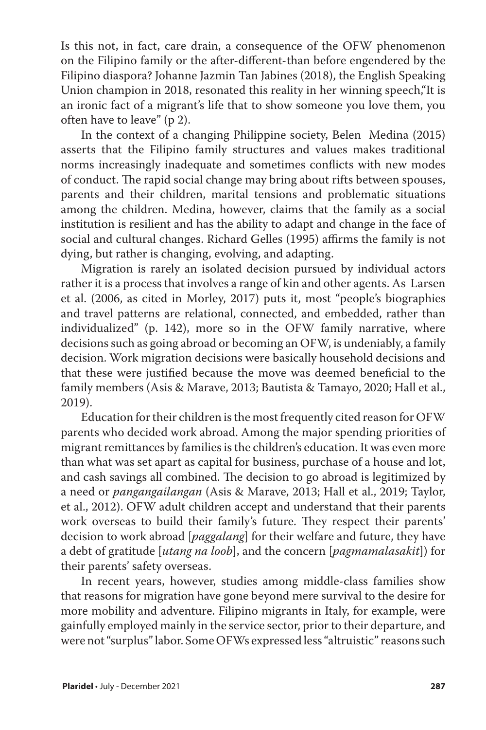Is this not, in fact, care drain, a consequence of the OFW phenomenon on the Filipino family or the after-different-than before engendered by the Filipino diaspora? Johanne Jazmin Tan Jabines (2018), the English Speaking Union champion in 2018, resonated this reality in her winning speech,"It is an ironic fact of a migrant's life that to show someone you love them, you often have to leave" (p 2).

In the context of a changing Philippine society, Belen Medina (2015) asserts that the Filipino family structures and values makes traditional norms increasingly inadequate and sometimes conflicts with new modes of conduct. The rapid social change may bring about rifts between spouses, parents and their children, marital tensions and problematic situations among the children. Medina, however, claims that the family as a social institution is resilient and has the ability to adapt and change in the face of social and cultural changes. Richard Gelles (1995) affirms the family is not dying, but rather is changing, evolving, and adapting.

Migration is rarely an isolated decision pursued by individual actors rather it is a process that involves a range of kin and other agents. As Larsen et al. (2006, as cited in Morley, 2017) puts it, most "people's biographies and travel patterns are relational, connected, and embedded, rather than individualized" (p. 142), more so in the OFW family narrative, where decisions such as going abroad or becoming an OFW, is undeniably, a family decision. Work migration decisions were basically household decisions and that these were justified because the move was deemed beneficial to the family members (Asis & Marave, 2013; Bautista & Tamayo, 2020; Hall et al., 2019).

Education for their children is the most frequently cited reason for OFW parents who decided work abroad. Among the major spending priorities of migrant remittances by families is the children's education. It was even more than what was set apart as capital for business, purchase of a house and lot, and cash savings all combined. The decision to go abroad is legitimized by a need or *pangangailangan* (Asis & Marave, 2013; Hall et al., 2019; Taylor, et al., 2012). OFW adult children accept and understand that their parents work overseas to build their family's future. They respect their parents' decision to work abroad [*paggalang*] for their welfare and future, they have a debt of gratitude [*utang na loob*], and the concern [*pagmamalasakit*]) for their parents' safety overseas.

In recent years, however, studies among middle-class families show that reasons for migration have gone beyond mere survival to the desire for more mobility and adventure. Filipino migrants in Italy, for example, were gainfully employed mainly in the service sector, prior to their departure, and were not "surplus" labor. Some OFWs expressed less "altruistic" reasons such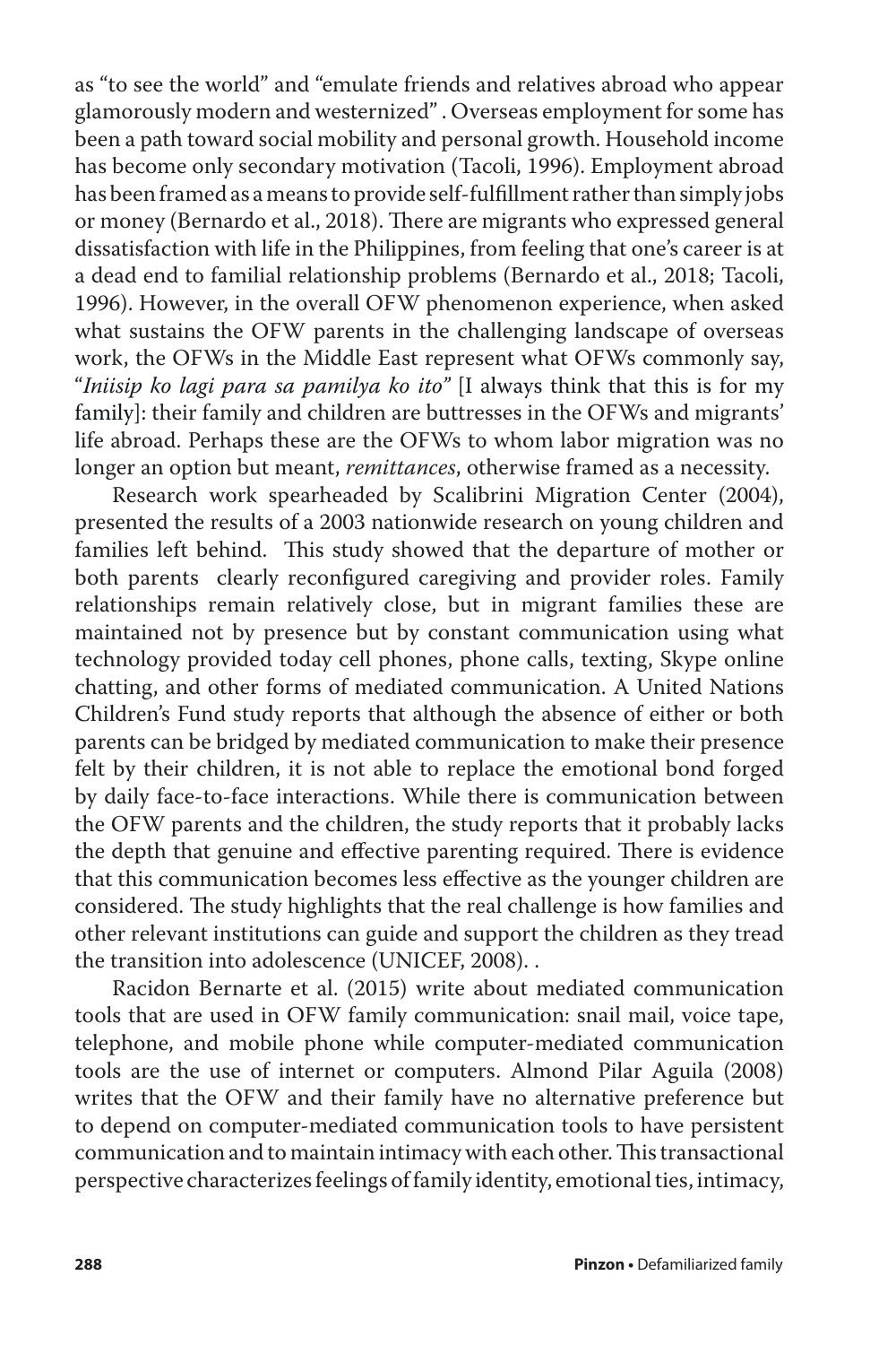as "to see the world" and "emulate friends and relatives abroad who appear glamorously modern and westernized" . Overseas employment for some has been a path toward social mobility and personal growth. Household income has become only secondary motivation (Tacoli, 1996). Employment abroad has been framed as a means to provide self-fulfillment rather than simply jobs or money (Bernardo et al., 2018). There are migrants who expressed general dissatisfaction with life in the Philippines, from feeling that one's career is at a dead end to familial relationship problems (Bernardo et al., 2018; Tacoli, 1996). However, in the overall OFW phenomenon experience, when asked what sustains the OFW parents in the challenging landscape of overseas work, the OFWs in the Middle East represent what OFWs commonly say, "*Iniisip ko lagi para sa pamilya ko ito*" [I always think that this is for my family]: their family and children are buttresses in the OFWs and migrants' life abroad. Perhaps these are the OFWs to whom labor migration was no longer an option but meant, *remittances*, otherwise framed as a necessity.

Research work spearheaded by Scalibrini Migration Center (2004), presented the results of a 2003 nationwide research on young children and families left behind. This study showed that the departure of mother or both parents clearly reconfigured caregiving and provider roles. Family relationships remain relatively close, but in migrant families these are maintained not by presence but by constant communication using what technology provided today cell phones, phone calls, texting, Skype online chatting, and other forms of mediated communication. A United Nations Children's Fund study reports that although the absence of either or both parents can be bridged by mediated communication to make their presence felt by their children, it is not able to replace the emotional bond forged by daily face-to-face interactions. While there is communication between the OFW parents and the children, the study reports that it probably lacks the depth that genuine and effective parenting required. There is evidence that this communication becomes less effective as the younger children are considered. The study highlights that the real challenge is how families and other relevant institutions can guide and support the children as they tread the transition into adolescence (UNICEF, 2008). .

Racidon Bernarte et al. (2015) write about mediated communication tools that are used in OFW family communication: snail mail, voice tape, telephone, and mobile phone while computer-mediated communication tools are the use of internet or computers. Almond Pilar Aguila (2008) writes that the OFW and their family have no alternative preference but to depend on computer-mediated communication tools to have persistent communication and to maintain intimacy with each other. This transactional perspective characterizes feelings of family identity, emotional ties, intimacy,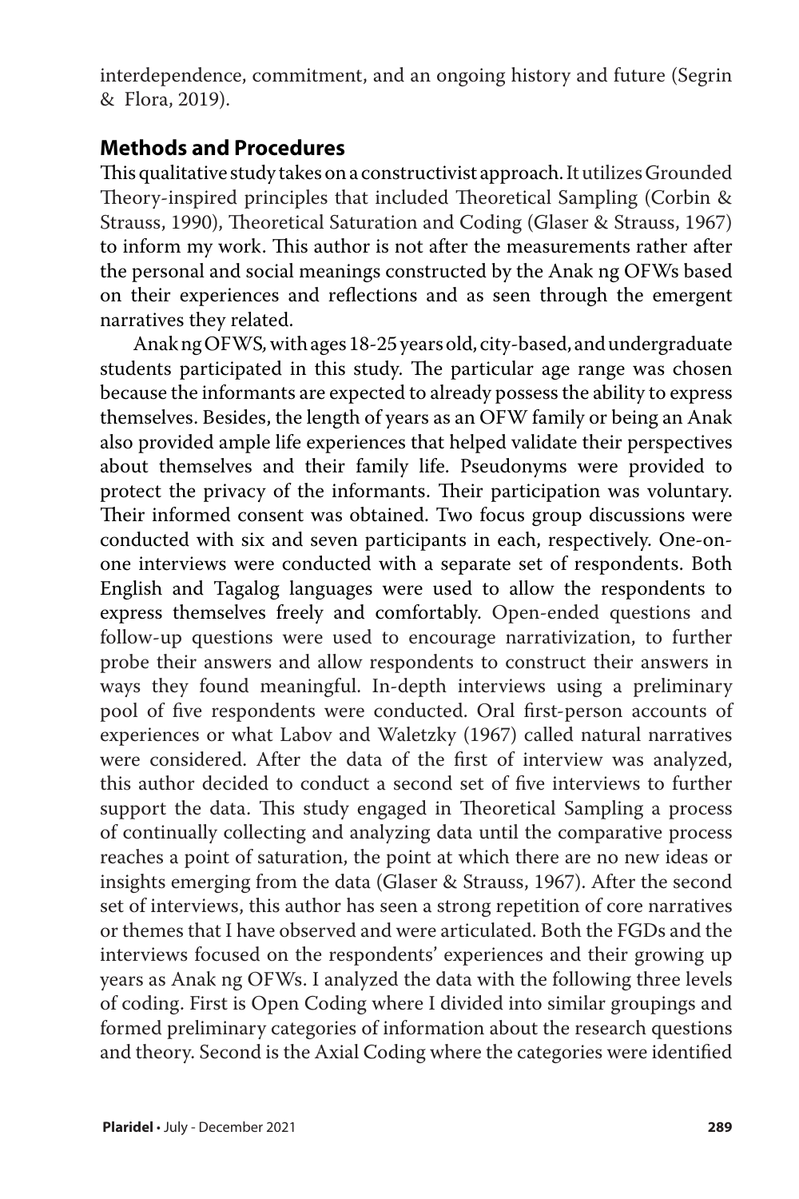interdependence, commitment, and an ongoing history and future (Segrin & Flora, 2019).

## Methods and Procedures

This qualitative study takes on a constructivist approach. It utilizes Grounded Theory-inspired principles that included Theoretical Sampling (Corbin & Strauss, 1990), Theoretical Saturation and Coding (Glaser & Strauss, 1967) to inform my work. This author is not after the measurements rather after the personal and social meanings constructed by the Anak ng OFWs based on their experiences and reflections and as seen through the emergent narratives they related.

Anak ng OFWS, with ages 18-25 years old, city-based, and undergraduate students participated in this study. The particular age range was chosen because the informants are expected to already possess the ability to express themselves. Besides, the length of years as an OFW family or being an Anak also provided ample life experiences that helped validate their perspectives about themselves and their family life. Pseudonyms were provided to protect the privacy of the informants. Their participation was voluntary. Their informed consent was obtained. Two focus group discussions were conducted with six and seven participants in each, respectively. One-on-one interviews were conducted with a separate set of respondents. Both English and Tagalog languages were used to allow the respondents to express themselves freely and comfortably. Open-ended questions and follow-up questions were used to encourage narrativization, to further probe their answers and allow respondents to construct their answers in ways they found meaningful. In-depth interviews using a preliminary pool of five respondents were conducted. Oral first-person accounts of experiences or what Labov and Waletzky (1967) called natural narratives were considered. After the data of the first of interview was analyzed, this author decided to conduct a second set of five interviews to further support the data. This study engaged in Theoretical Sampling a process of continually collecting and analyzing data until the comparative process reaches a point of saturation, the point at which there are no new ideas or insights emerging from the data (Glaser & Strauss, 1967). After the second set of interviews, this author has seen a strong repetition of core narratives or themes that I have observed and were articulated. Both the FGDs and the interviews focused on the respondents' experiences and their growing up years as Anak ng OFWs. I analyzed the data with the following three levels of coding. First is Open Coding where I divided into similar groupings and formed preliminary categories of information about the research questions and theory. Second is the Axial Coding where the categories were identified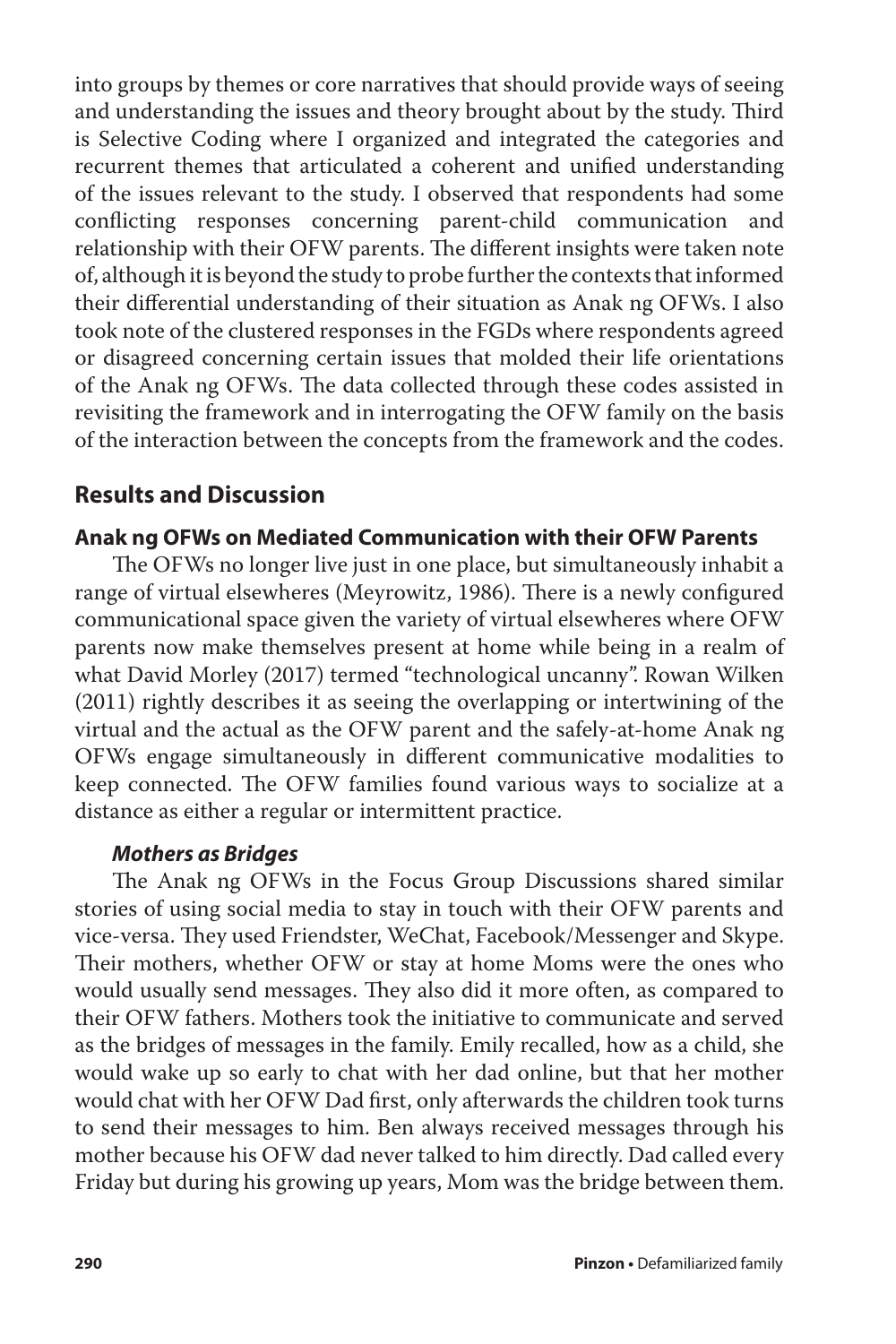into groups by themes or core narratives that should provide ways of seeing and understanding the issues and theory brought about by the study. Third is Selective Coding where I organized and integrated the categories and recurrent themes that articulated a coherent and unified understanding of the issues relevant to the study. I observed that respondents had some conflicting responses concerning parent-child communication and relationship with their OFW parents. The different insights were taken note of, although it is beyond the study to probe further the contexts that informed their differential understanding of their situation as Anak ng OFWs. I also took note of the clustered responses in the FGDs where respondents agreed or disagreed concerning certain issues that molded their life orientations of the Anak ng OFWs. The data collected through these codes assisted in revisiting the framework and in interrogating the OFW family on the basis of the interaction between the concepts from the framework and the codes.

## Results and Discussion

### Anak ng OFWs on Mediated Communication with their OFW Parents

The OFWs no longer live just in one place, but simultaneously inhabit a range of virtual elsewheres (Meyrowitz, 1986). There is a newly configured communicational space given the variety of virtual elsewheres where OFW parents now make themselves present at home while being in a realm of what David Morley (2017) termed "technological uncanny". Rowan Wilken (2011) rightly describes it as seeing the overlapping or intertwining of the virtual and the actual as the OFW parent and the safely-at-home Anak ng OFWs engage simultaneously in different communicative modalities to keep connected. The OFW families found various ways to socialize at a distance as either a regular or intermittent practice.

#### *Mothers as Bridges*

The Anak ng OFWs in the Focus Group Discussions shared similar stories of using social media to stay in touch with their OFW parents and vice-versa. They used Friendster, WeChat, Facebook/Messenger and Skype. Their mothers, whether OFW or stay at home Moms were the ones who would usually send messages. They also did it more often, as compared to their OFW fathers. Mothers took the initiative to communicate and served as the bridges of messages in the family. Emily recalled, how as a child, she would wake up so early to chat with her dad online, but that her mother would chat with her OFW Dad first, only afterwards the children took turns to send their messages to him. Ben always received messages through his mother because his OFW dad never talked to him directly. Dad called every Friday but during his growing up years, Mom was the bridge between them.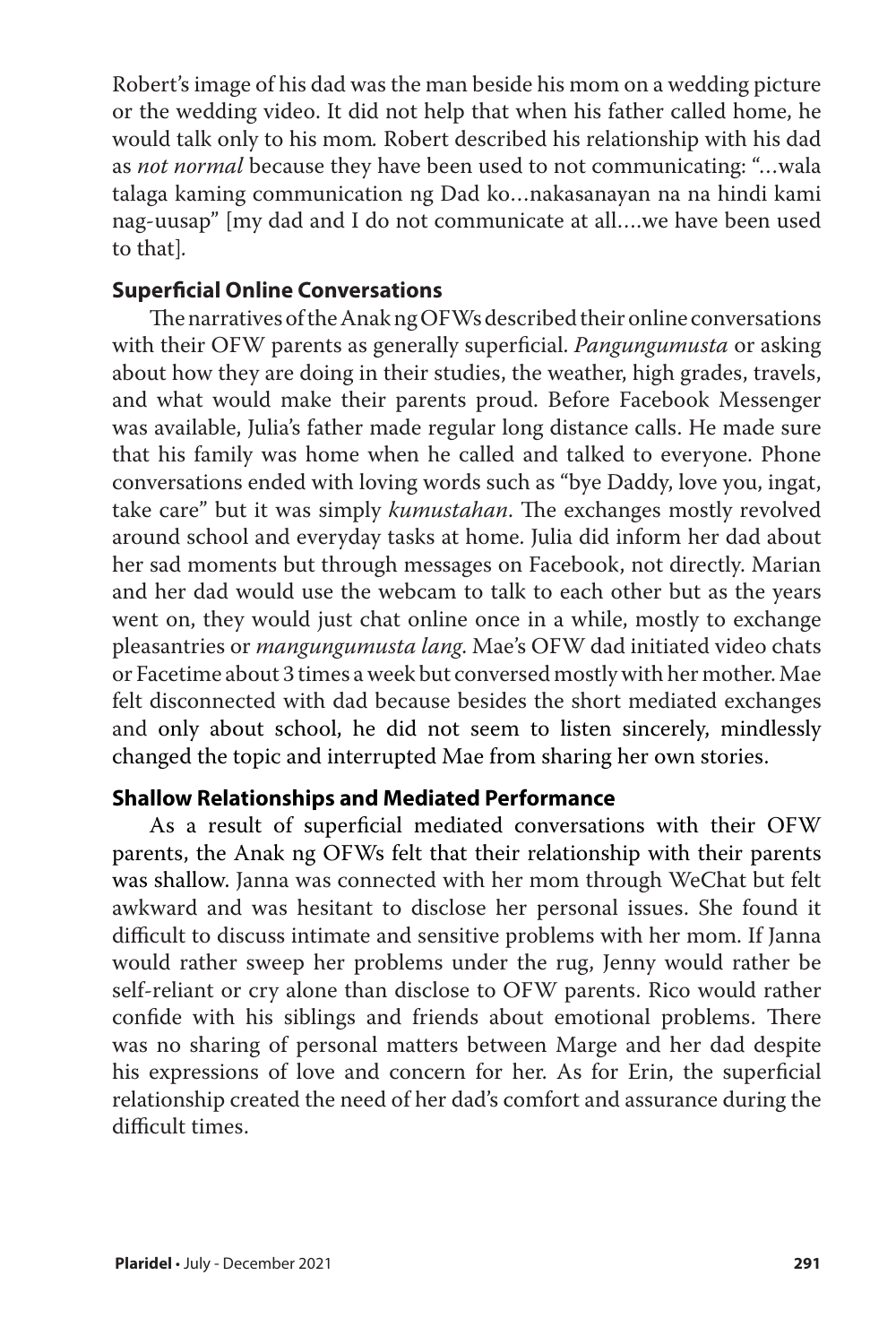Robert's image of his dad was the man beside his mom on a wedding picture or the wedding video. It did not help that when his father called home, he would talk only to his mom. Robert described his relationship with his dad as *not normal* because they have been used to not communicating: "…wala talaga kaming communication ng Dad ko…nakasanayan na na hindi kami nag-uusap" [my dad and I do not communicate at all….we have been used to that].

### Superficial Online Conversations

The narratives of the Anak ng OFWs described their online conversations with their OFW parents as generally superficial. *Pangungumusta* or asking about how they are doing in their studies, the weather, high grades, travels, and what would make their parents proud. Before Facebook Messenger was available, Julia's father made regular long distance calls. He made sure that his family was home when he called and talked to everyone. Phone conversations ended with loving words such as "bye Daddy, love you, ingat, take care" but it was simply *kumustahan*. The exchanges mostly revolved around school and everyday tasks at home. Julia did inform her dad about her sad moments but through messages on Facebook, not directly. Marian and her dad would use the webcam to talk to each other but as the years went on, they would just chat online once in a while, mostly to exchange pleasantries or *mangungumusta lang*. Mae's OFW dad initiated video chats or Facetime about 3 times a week but conversed mostly with her mother. Mae felt disconnected with dad because besides the short mediated exchanges and only about school, he did not seem to listen sincerely, mindlessly changed the topic and interrupted Mae from sharing her own stories.

### Shallow Relationships and Mediated Performance

As a result of superficial mediated conversations with their OFW parents, the Anak ng OFWs felt that their relationship with their parents was shallow. Janna was connected with her mom through WeChat but felt awkward and was hesitant to disclose her personal issues. She found it difficult to discuss intimate and sensitive problems with her mom. If Janna would rather sweep her problems under the rug, Jenny would rather be self-reliant or cry alone than disclose to OFW parents. Rico would rather confide with his siblings and friends about emotional problems. There was no sharing of personal matters between Marge and her dad despite his expressions of love and concern for her. As for Erin, the superficial relationship created the need of her dad's comfort and assurance during the difficult times.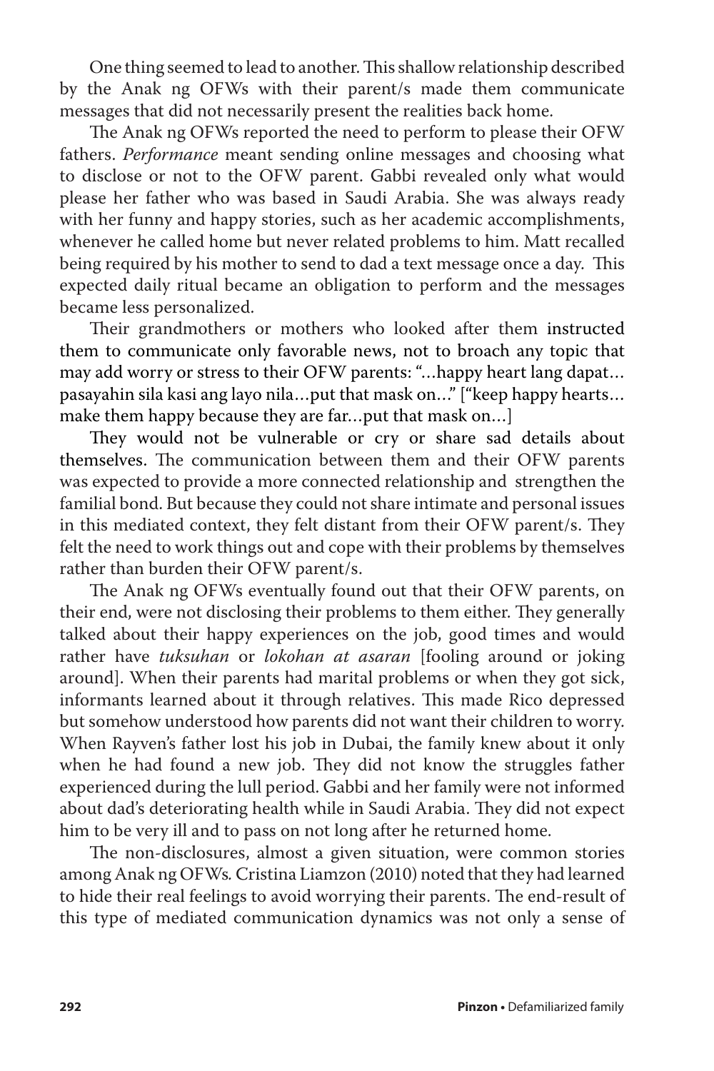One thing seemed to lead to another. This shallow relationship described by the Anak ng OFWs with their parent/s made them communicate messages that did not necessarily present the realities back home.

The Anak ng OFWs reported the need to perform to please their OFW fathers. *Performance* meant sending online messages and choosing what to disclose or not to the OFW parent. Gabbi revealed only what would please her father who was based in Saudi Arabia. She was always ready with her funny and happy stories, such as her academic accomplishments, whenever he called home but never related problems to him. Matt recalled being required by his mother to send to dad a text message once a day. This expected daily ritual became an obligation to perform and the messages became less personalized.

Their grandmothers or mothers who looked after them instructed them to communicate only favorable news, not to broach any topic that may add worry or stress to their OFW parents: "…happy heart lang dapat… pasayahin sila kasi ang layo nila…put that mask on…" ["keep happy hearts… make them happy because they are far…put that mask on…]

They would not be vulnerable or cry or share sad details about themselves. The communication between them and their OFW parents was expected to provide a more connected relationship and strengthen the familial bond. But because they could not share intimate and personal issues in this mediated context, they felt distant from their OFW parent/s. They felt the need to work things out and cope with their problems by themselves rather than burden their OFW parent/s.

The Anak ng OFWs eventually found out that their OFW parents, on their end, were not disclosing their problems to them either. They generally talked about their happy experiences on the job, good times and would rather have *tuksuhan* or *lokohan at asaran* [fooling around or joking around]. When their parents had marital problems or when they got sick, informants learned about it through relatives. This made Rico depressed but somehow understood how parents did not want their children to worry. When Rayven's father lost his job in Dubai, the family knew about it only when he had found a new job. They did not know the struggles father experienced during the lull period. Gabbi and her family were not informed about dad's deteriorating health while in Saudi Arabia. They did not expect him to be very ill and to pass on not long after he returned home.

The non-disclosures, almost a given situation, were common stories among Anak ng OFWs. Cristina Liamzon (2010) noted that they had learned to hide their real feelings to avoid worrying their parents. The end-result of this type of mediated communication dynamics was not only a sense of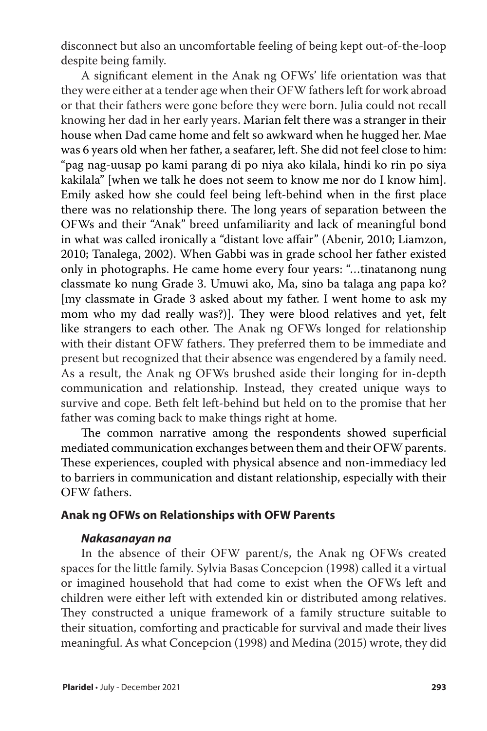disconnect but also an uncomfortable feeling of being kept out-of-the-loop despite being family.

A significant element in the Anak ng OFWs' life orientation was that they were either at a tender age when their OFW fathers left for work abroad or that their fathers were gone before they were born. Julia could not recall knowing her dad in her early years. Marian felt there was a stranger in their house when Dad came home and felt so awkward when he hugged her. Mae was 6 years old when her father, a seafarer, left. She did not feel close to him: "pag nag-uusap po kami parang di po niya ako kilala, hindi ko rin po siya kakilala" [when we talk he does not seem to know me nor do I know him]. Emily asked how she could feel being left-behind when in the first place there was no relationship there. The long years of separation between the OFWs and their "Anak" breed unfamiliarity and lack of meaningful bond in what was called ironically a "distant love affair" (Abenir, 2010; Liamzon, 2010; Tanalega, 2002). When Gabbi was in grade school her father existed only in photographs. He came home every four years: "…tinatanong nung classmate ko nung Grade 3. Umuwi ako, Ma, sino ba talaga ang papa ko? [my classmate in Grade 3 asked about my father. I went home to ask my mom who my dad really was?)]. They were blood relatives and yet, felt like strangers to each other. The Anak ng OFWs longed for relationship with their distant OFW fathers. They preferred them to be immediate and present but recognized that their absence was engendered by a family need. As a result, the Anak ng OFWs brushed aside their longing for in-depth communication and relationship. Instead, they created unique ways to survive and cope. Beth felt left-behind but held on to the promise that her father was coming back to make things right at home.

The common narrative among the respondents showed superficial mediated communication exchanges between them and their OFW parents. These experiences, coupled with physical absence and non-immediacy led to barriers in communication and distant relationship, especially with their OFW fathers.

## Anak ng OFWs on Relationships with OFW Parents

### *Nakasanayan na*

In the absence of their OFW parent/s, the Anak ng OFWs created spaces for the little family. Sylvia Basas Concepcion (1998) called it a virtual or imagined household that had come to exist when the OFWs left and children were either left with extended kin or distributed among relatives. They constructed a unique framework of a family structure suitable to their situation, comforting and practicable for survival and made their lives meaningful. As what Concepcion (1998) and Medina (2015) wrote, they did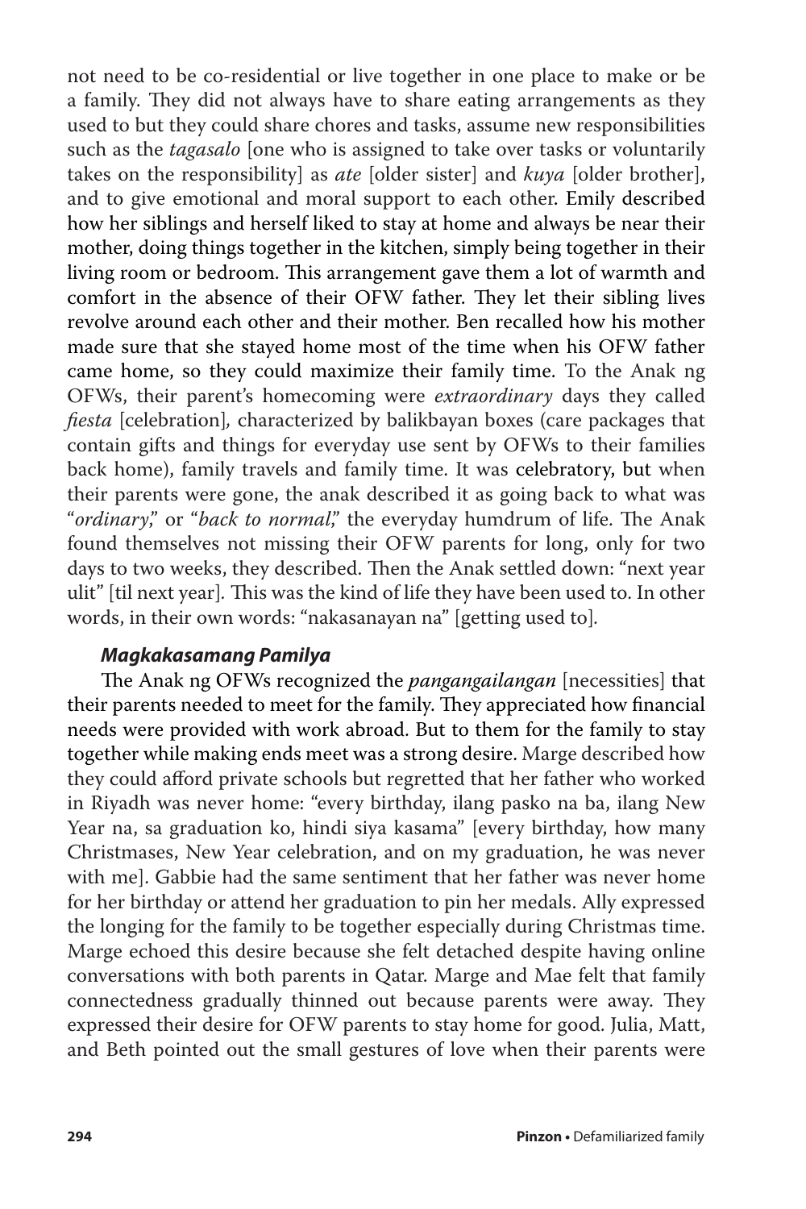not need to be co-residential or live together in one place to make or be a family. They did not always have to share eating arrangements as they used to but they could share chores and tasks, assume new responsibilities such as the *tagasalo* [one who is assigned to take over tasks or voluntarily takes on the responsibility] as *ate* [older sister] and *kuya* [older brother], and to give emotional and moral support to each other. Emily described how her siblings and herself liked to stay at home and always be near their mother, doing things together in the kitchen, simply being together in their living room or bedroom. This arrangement gave them a lot of warmth and comfort in the absence of their OFW father. They let their sibling lives revolve around each other and their mother. Ben recalled how his mother made sure that she stayed home most of the time when his OFW father came home, so they could maximize their family time. To the Anak ng OFWs, their parent's homecoming were *extraordinary* days they called *fiesta* [celebration], characterized by balikbayan boxes (care packages that contain gifts and things for everyday use sent by OFWs to their families back home), family travels and family time. It was celebratory, but when their parents were gone, the anak described it as going back to what was "*ordinary*," or "*back to normal*," the everyday humdrum of life. The Anak found themselves not missing their OFW parents for long, only for two days to two weeks, they described. Then the Anak settled down: "next year ulit" [til next year]. This was the kind of life they have been used to. In other words, in their own words: "nakasanayan na" [getting used to].

### *Magkakasamang Pamilya*

The Anak ng OFWs recognized the *pangangailangan* [necessities] that their parents needed to meet for the family. They appreciated how financial needs were provided with work abroad. But to them for the family to stay together while making ends meet was a strong desire. Marge described how they could afford private schools but regretted that her father who worked in Riyadh was never home: "every birthday, ilang pasko na ba, ilang New Year na, sa graduation ko, hindi siya kasama" [every birthday, how many Christmases, New Year celebration, and on my graduation, he was never with me]. Gabbie had the same sentiment that her father was never home for her birthday or attend her graduation to pin her medals. Ally expressed the longing for the family to be together especially during Christmas time. Marge echoed this desire because she felt detached despite having online conversations with both parents in Qatar. Marge and Mae felt that family connectedness gradually thinned out because parents were away. They expressed their desire for OFW parents to stay home for good. Julia, Matt, and Beth pointed out the small gestures of love when their parents were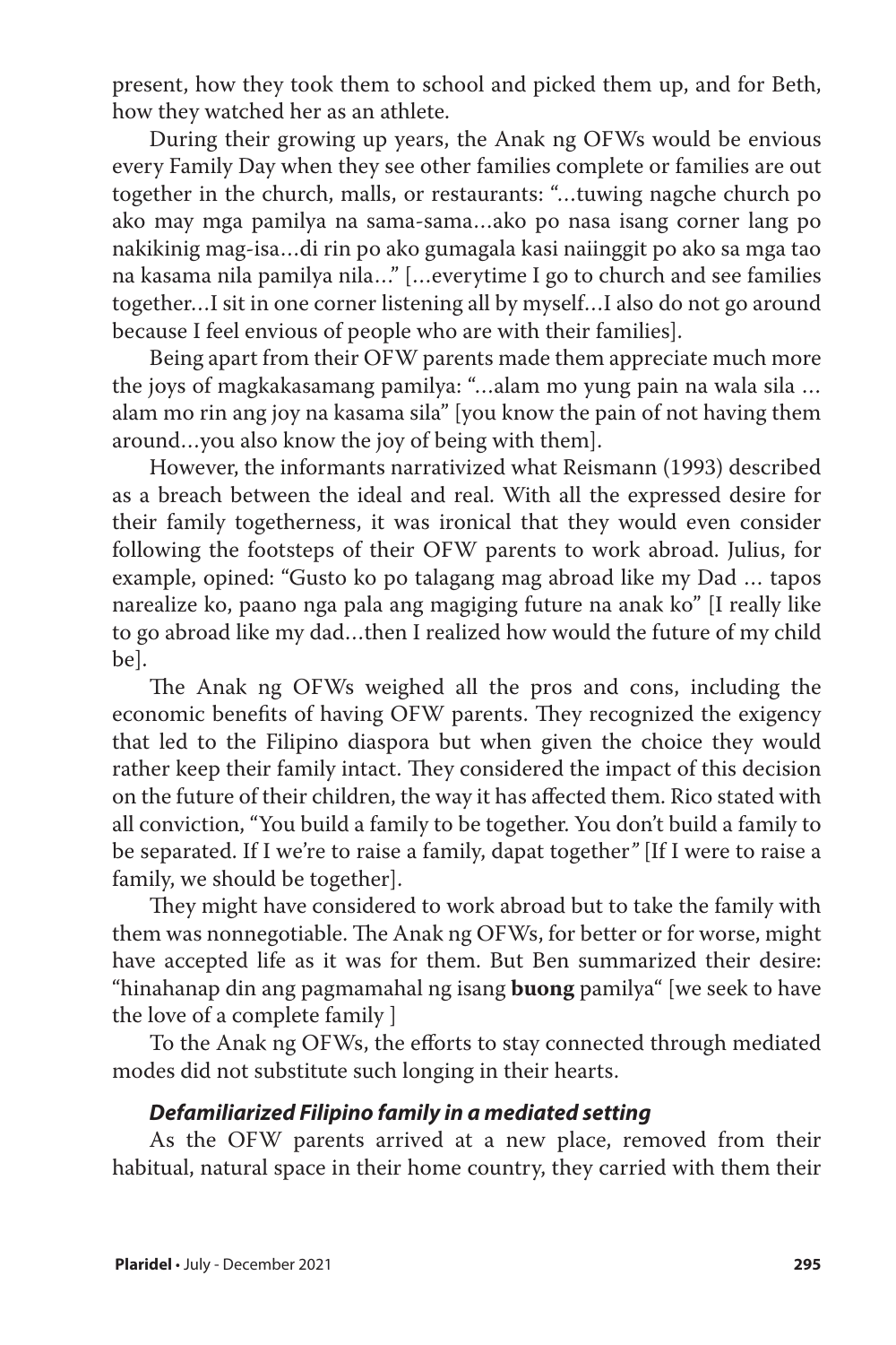present, how they took them to school and picked them up, and for Beth, how they watched her as an athlete.

During their growing up years, the Anak ng OFWs would be envious every Family Day when they see other families complete or families are out together in the church, malls, or restaurants: "…tuwing nagche church po ako may mga pamilya na sama-sama…ako po nasa isang corner lang po nakikinig mag-isa…di rin po ako gumagala kasi naiinggit po ako sa mga tao na kasama nila pamilya nila…" […everytime I go to church and see families together…I sit in one corner listening all by myself…I also do not go around because I feel envious of people who are with their families].

Being apart from their OFW parents made them appreciate much more the joys of magkakasamang pamilya: "…alam mo yung pain na wala sila … alam mo rin ang joy na kasama sila" [you know the pain of not having them around…you also know the joy of being with them].

However, the informants narrativized what Reismann (1993) described as a breach between the ideal and real. With all the expressed desire for their family togetherness, it was ironical that they would even consider following the footsteps of their OFW parents to work abroad. Julius, for example, opined: "Gusto ko po talagang mag abroad like my Dad … tapos narealize ko, paano nga pala ang magiging future na anak ko" [I really like to go abroad like my dad…then I realized how would the future of my child be].

The Anak ng OFWs weighed all the pros and cons, including the economic benefits of having OFW parents. They recognized the exigency that led to the Filipino diaspora but when given the choice they would rather keep their family intact. They considered the impact of this decision on the future of their children, the way it has affected them. Rico stated with all conviction, "You build a family to be together. You don't build a family to be separated. If I we're to raise a family, dapat together" [If I were to raise a family, we should be together].

They might have considered to work abroad but to take the family with them was nonnegotiable. The Anak ng OFWs, for better or for worse, might have accepted life as it was for them. But Ben summarized their desire: "hinahanap din ang pagmamahal ng isang **buong** pamilya" [we seek to have the love of a complete family ]

To the Anak ng OFWs, the efforts to stay connected through mediated modes did not substitute such longing in their hearts.

### *Defamiliarized Filipino family in a mediated setting*

As the OFW parents arrived at a new place, removed from their habitual, natural space in their home country, they carried with them their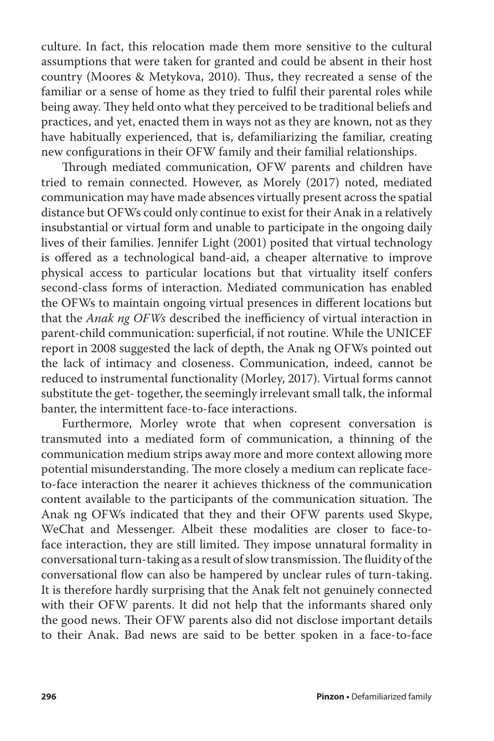culture. In fact, this relocation made them more sensitive to the cultural assumptions that were taken for granted and could be absent in their host country (Moores & Metykova, 2010). Thus, they recreated a sense of the familiar or a sense of home as they tried to fulfil their parental roles while being away. They held onto what they perceived to be traditional beliefs and practices, and yet, enacted them in ways not as they are known, not as they have habitually experienced, that is, defamiliarizing the familiar, creating new configurations in their OFW family and their familial relationships.

Through mediated communication, OFW parents and children have tried to remain connected. However, as Morely (2017) noted, mediated communication may have made absences virtually present across the spatial distance but OFWs could only continue to exist for their Anak in a relatively insubstantial or virtual form and unable to participate in the ongoing daily lives of their families. Jennifer Light (2001) posited that virtual technology is offered as a technological band-aid, a cheaper alternative to improve physical access to particular locations but that virtuality itself confers second-class forms of interaction. Mediated communication has enabled the OFWs to maintain ongoing virtual presences in different locations but that the *Anak ng OFWs* described the inefficiency of virtual interaction in parent-child communication: superficial, if not routine. While the UNICEF report in 2008 suggested the lack of depth, the Anak ng OFWs pointed out the lack of intimacy and closeness. Communication, indeed, cannot be reduced to instrumental functionality (Morley, 2017). Virtual forms cannot substitute the get- together, the seemingly irrelevant small talk, the informal banter, the intermittent face-to-face interactions.

Furthermore, Morley wrote that when copresent conversation is transmuted into a mediated form of communication, a thinning of the communication medium strips away more and more context allowing more potential misunderstanding. The more closely a medium can replicate face-to-face interaction the nearer it achieves thickness of the communication content available to the participants of the communication situation. The Anak ng OFWs indicated that they and their OFW parents used Skype, WeChat and Messenger. Albeit these modalities are closer to face-to-face interaction, they are still limited. They impose unnatural formality in conversational turn-taking as a result of slow transmission. The fluidity of the conversational flow can also be hampered by unclear rules of turn-taking. It is therefore hardly surprising that the Anak felt not genuinely connected with their OFW parents. It did not help that the informants shared only the good news. Their OFW parents also did not disclose important details to their Anak. Bad news are said to be better spoken in a face-to-face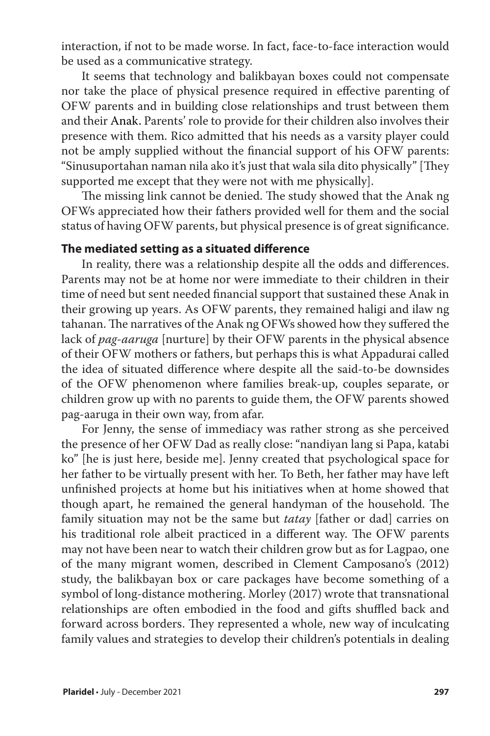interaction, if not to be made worse. In fact, face-to-face interaction would be used as a communicative strategy.

It seems that technology and balikbayan boxes could not compensate nor take the place of physical presence required in effective parenting of OFW parents and in building close relationships and trust between them and their Anak. Parents' role to provide for their children also involves their presence with them. Rico admitted that his needs as a varsity player could not be amply supplied without the financial support of his OFW parents: "Sinusuportahan naman nila ako it's just that wala sila dito physically" [They supported me except that they were not with me physically].

The missing link cannot be denied. The study showed that the Anak ng OFWs appreciated how their fathers provided well for them and the social status of having OFW parents, but physical presence is of great significance.

### The mediated setting as a situated difference

In reality, there was a relationship despite all the odds and differences. Parents may not be at home nor were immediate to their children in their time of need but sent needed financial support that sustained these Anak in their growing up years. As OFW parents, they remained haligi and ilaw ng tahanan. The narratives of the Anak ng OFWs showed how they suffered the lack of *pag-aaruga* [nurture] by their OFW parents in the physical absence of their OFW mothers or fathers, but perhaps this is what Appadurai called the idea of situated difference where despite all the said-to-be downsides of the OFW phenomenon where families break-up, couples separate, or children grow up with no parents to guide them, the OFW parents showed pag-aaruga in their own way, from afar.

For Jenny, the sense of immediacy was rather strong as she perceived the presence of her OFW Dad as really close: "nandiyan lang si Papa, katabi ko" [he is just here, beside me]. Jenny created that psychological space for her father to be virtually present with her. To Beth, her father may have left unfinished projects at home but his initiatives when at home showed that though apart, he remained the general handyman of the household. The family situation may not be the same but *tatay* [father or dad] carries on his traditional role albeit practiced in a different way. The OFW parents may not have been near to watch their children grow but as for Lagpao, one of the many migrant women, described in Clement Camposano's (2012) study, the balikbayan box or care packages have become something of a symbol of long-distance mothering. Morley (2017) wrote that transnational relationships are often embodied in the food and gifts shuffled back and forward across borders. They represented a whole, new way of inculcating family values and strategies to develop their children's potentials in dealing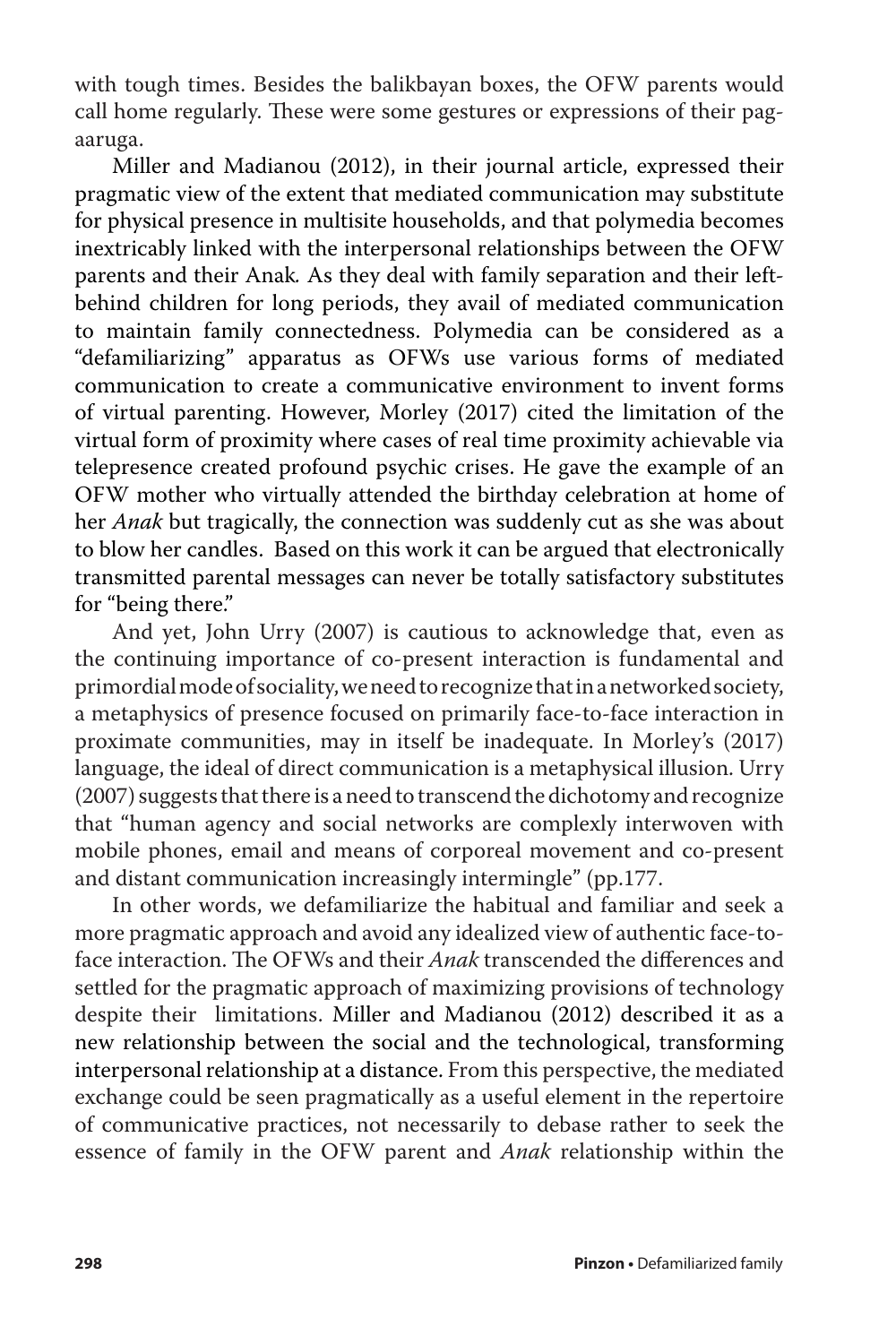with tough times. Besides the balikbayan boxes, the OFW parents would call home regularly. These were some gestures or expressions of their pag-aaruga.

Miller and Madianou (2012), in their journal article, expressed their pragmatic view of the extent that mediated communication may substitute for physical presence in multisite households, and that polymedia becomes inextricably linked with the interpersonal relationships between the OFW parents and their Anak*.* As they deal with family separation and their left-behind children for long periods, they avail of mediated communication to maintain family connectedness. Polymedia can be considered as a "defamiliarizing" apparatus as OFWs use various forms of mediated communication to create a communicative environment to invent forms of virtual parenting. However, Morley (2017) cited the limitation of the virtual form of proximity where cases of real time proximity achievable via telepresence created profound psychic crises. He gave the example of an OFW mother who virtually attended the birthday celebration at home of her *Anak* but tragically, the connection was suddenly cut as she was about to blow her candles. Based on this work it can be argued that electronically transmitted parental messages can never be totally satisfactory substitutes for "being there."

And yet, John Urry (2007) is cautious to acknowledge that, even as the continuing importance of co-present interaction is fundamental and primordial mode of sociality, we need to recognize that in a networked society, a metaphysics of presence focused on primarily face-to-face interaction in proximate communities, may in itself be inadequate. In Morley's (2017) language, the ideal of direct communication is a metaphysical illusion. Urry (2007) suggests that there is a need to transcend the dichotomy and recognize that "human agency and social networks are complexly interwoven with mobile phones, email and means of corporeal movement and co-present and distant communication increasingly intermingle" (pp.177.

In other words, we defamiliarize the habitual and familiar and seek a more pragmatic approach and avoid any idealized view of authentic face-to-face interaction. The OFWs and their *Anak* transcended the differences and settled for the pragmatic approach of maximizing provisions of technology despite their limitations. Miller and Madianou (2012) described it as a new relationship between the social and the technological, transforming interpersonal relationship at a distance. From this perspective, the mediated exchange could be seen pragmatically as a useful element in the repertoire of communicative practices, not necessarily to debase rather to seek the essence of family in the OFW parent and *Anak* relationship within the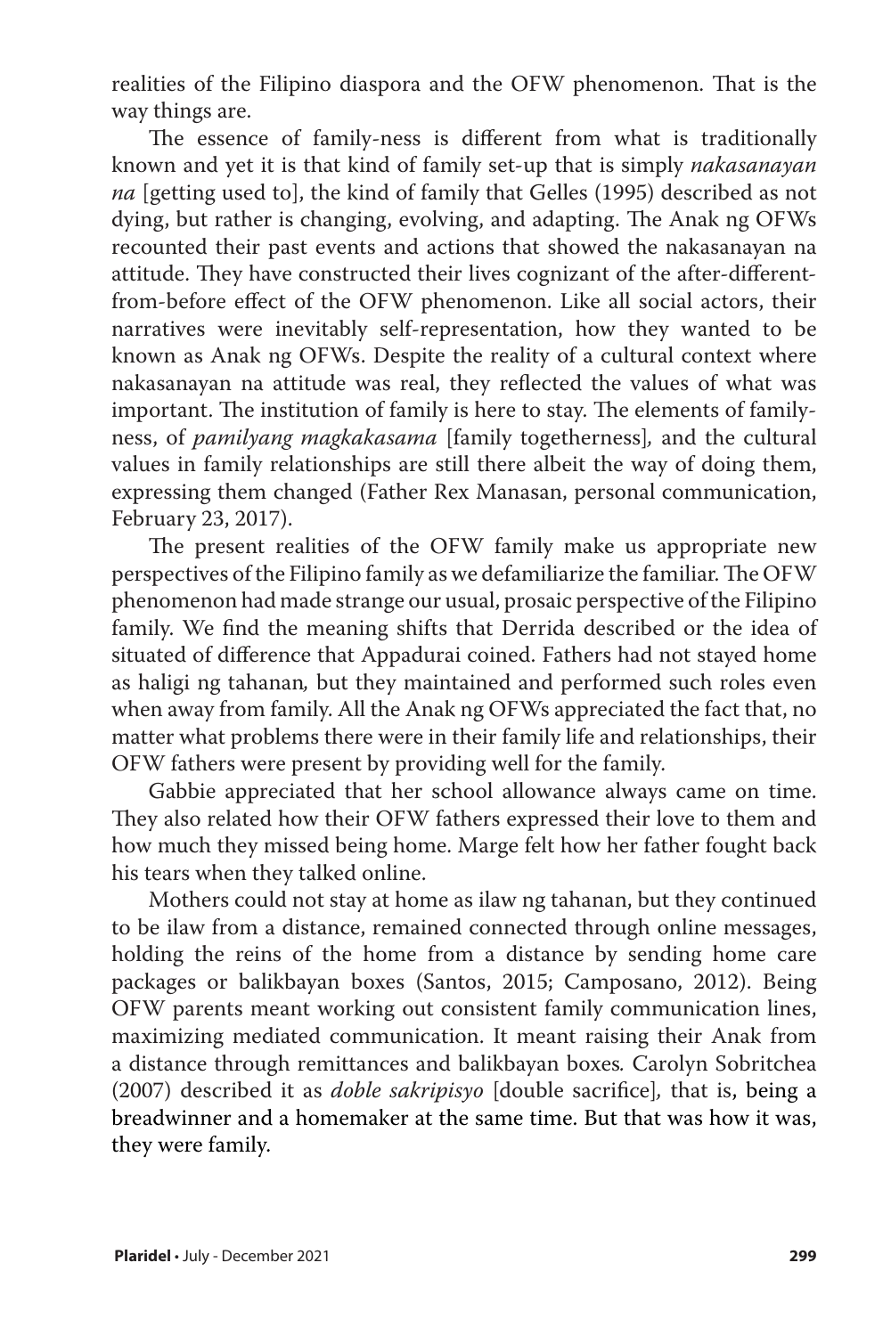realities of the Filipino diaspora and the OFW phenomenon. That is the way things are.

The essence of family-ness is different from what is traditionally known and yet it is that kind of family set-up that is simply *nakasanayan na* [getting used to], the kind of family that Gelles (1995) described as not dying, but rather is changing, evolving, and adapting. The Anak ng OFWs recounted their past events and actions that showed the nakasanayan na attitude. They have constructed their lives cognizant of the after-different-from-before effect of the OFW phenomenon. Like all social actors, their narratives were inevitably self-representation, how they wanted to be known as Anak ng OFWs. Despite the reality of a cultural context where nakasanayan na attitude was real, they reflected the values of what was important. The institution of family is here to stay. The elements of family-ness, of *pamilyang magkakasama* [family togetherness], and the cultural values in family relationships are still there albeit the way of doing them, expressing them changed (Father Rex Manasan, personal communication, February 23, 2017).

The present realities of the OFW family make us appropriate new perspectives of the Filipino family as we defamiliarize the familiar. The OFW phenomenon had made strange our usual, prosaic perspective of the Filipino family. We find the meaning shifts that Derrida described or the idea of situated of difference that Appadurai coined. Fathers had not stayed home as haligi ng tahanan, but they maintained and performed such roles even when away from family. All the Anak ng OFWs appreciated the fact that, no matter what problems there were in their family life and relationships, their OFW fathers were present by providing well for the family.

Gabbie appreciated that her school allowance always came on time. They also related how their OFW fathers expressed their love to them and how much they missed being home. Marge felt how her father fought back his tears when they talked online.

Mothers could not stay at home as ilaw ng tahanan, but they continued to be ilaw from a distance, remained connected through online messages, holding the reins of the home from a distance by sending home care packages or balikbayan boxes (Santos, 2015; Camposano, 2012). Being OFW parents meant working out consistent family communication lines, maximizing mediated communication. It meant raising their Anak from a distance through remittances and balikbayan boxes. Carolyn Sobritchea (2007) described it as *doble sakripisyo* [double sacrifice], that is, being a breadwinner and a homemaker at the same time. But that was how it was, they were family.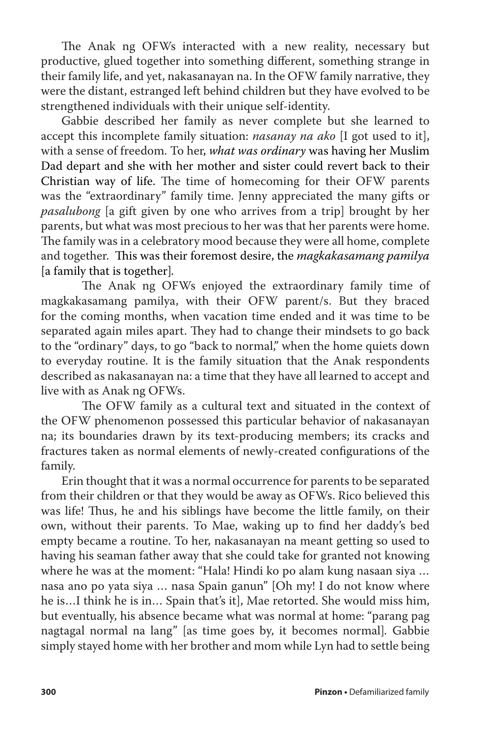The Anak ng OFWs interacted with a new reality, necessary but productive, glued together into something different, something strange in their family life, and yet, nakasanayan na. In the OFW family narrative, they were the distant, estranged left behind children but they have evolved to be strengthened individuals with their unique self-identity.

Gabbie described her family as never complete but she learned to accept this incomplete family situation: *nasanay na ako* [I got used to it], with a sense of freedom. To her, *what was ordinary* was having her Muslim Dad depart and she with her mother and sister could revert back to their Christian way of life. The time of homecoming for their OFW parents was the "extraordinary" family time. Jenny appreciated the many gifts or *pasalubong* [a gift given by one who arrives from a trip] brought by her parents, but what was most precious to her was that her parents were home. The family was in a celebratory mood because they were all home, complete and together. This was their foremost desire, the *magkakasamang pamilya* [a family that is together].

The Anak ng OFWs enjoyed the extraordinary family time of magkakasamang pamilya, with their OFW parent/s. But they braced for the coming months, when vacation time ended and it was time to be separated again miles apart. They had to change their mindsets to go back to the "ordinary" days, to go "back to normal," when the home quiets down to everyday routine. It is the family situation that the Anak respondents described as nakasanayan na: a time that they have all learned to accept and live with as Anak ng OFWs.

The OFW family as a cultural text and situated in the context of the OFW phenomenon possessed this particular behavior of nakasanayan na; its boundaries drawn by its text-producing members; its cracks and fractures taken as normal elements of newly-created configurations of the family.

Erin thought that it was a normal occurrence for parents to be separated from their children or that they would be away as OFWs. Rico believed this was life! Thus, he and his siblings have become the little family, on their own, without their parents. To Mae, waking up to find her daddy's bed empty became a routine. To her, nakasanayan na meant getting so used to having his seaman father away that she could take for granted not knowing where he was at the moment: "Hala! Hindi ko po alam kung nasaan siya … nasa ano po yata siya … nasa Spain ganun" [Oh my! I do not know where he is…I think he is in… Spain that's it], Mae retorted. She would miss him, but eventually, his absence became what was normal at home: "parang pag nagtagal normal na lang" [as time goes by, it becomes normal]. Gabbie simply stayed home with her brother and mom while Lyn had to settle being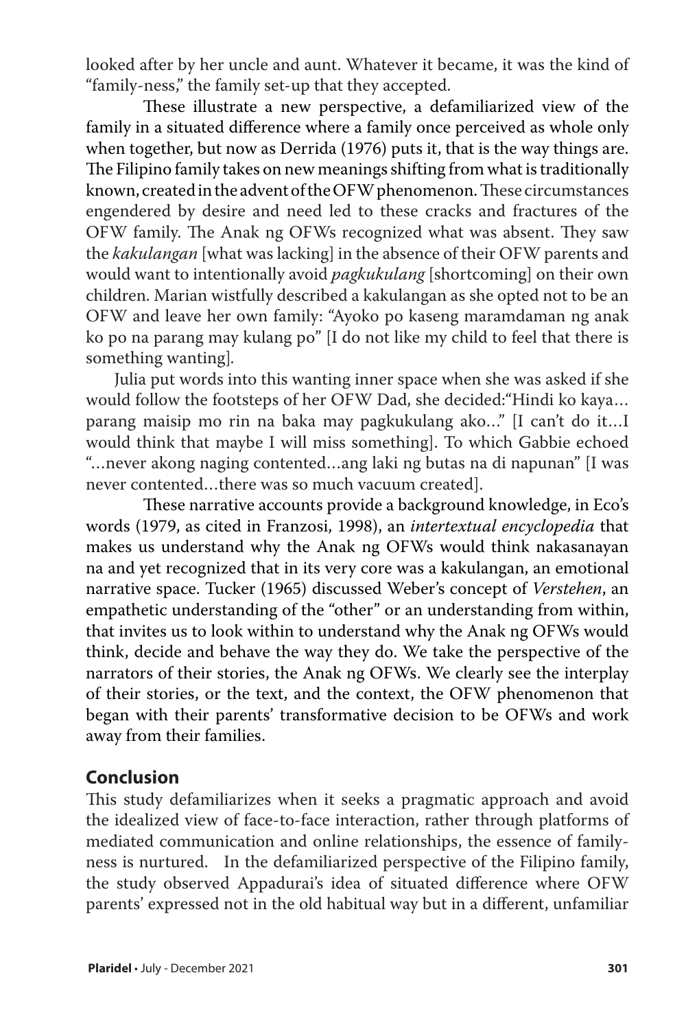looked after by her uncle and aunt. Whatever it became, it was the kind of "family-ness," the family set-up that they accepted.

These illustrate a new perspective, a defamiliarized view of the family in a situated difference where a family once perceived as whole only when together, but now as Derrida (1976) puts it, that is the way things are. The Filipino family takes on new meanings shifting from what is traditionally known, created in the advent of the OFW phenomenon. These circumstances engendered by desire and need led to these cracks and fractures of the OFW family. The Anak ng OFWs recognized what was absent. They saw the *kakulangan* [what was lacking] in the absence of their OFW parents and would want to intentionally avoid *pagkukulang* [shortcoming] on their own children. Marian wistfully described a kakulangan as she opted not to be an OFW and leave her own family: "Ayoko po kaseng maramdaman ng anak ko po na parang may kulang po" [I do not like my child to feel that there is something wanting].

Julia put words into this wanting inner space when she was asked if she would follow the footsteps of her OFW Dad, she decided:"Hindi ko kaya… parang maisip mo rin na baka may pagkukulang ako…" [I can't do it…I would think that maybe I will miss something]. To which Gabbie echoed "…never akong naging contented…ang laki ng butas na di napunan" [I was never contented…there was so much vacuum created].

These narrative accounts provide a background knowledge, in Eco's words (1979, as cited in Franzosi, 1998), an *intertextual encyclopedia* that makes us understand why the Anak ng OFWs would think nakasanayan na and yet recognized that in its very core was a kakulangan, an emotional narrative space. Tucker (1965) discussed Weber's concept of *Verstehen*, an empathetic understanding of the "other" or an understanding from within, that invites us to look within to understand why the Anak ng OFWs would think, decide and behave the way they do. We take the perspective of the narrators of their stories, the Anak ng OFWs. We clearly see the interplay of their stories, or the text, and the context, the OFW phenomenon that began with their parents' transformative decision to be OFWs and work away from their families.

## Conclusion

This study defamiliarizes when it seeks a pragmatic approach and avoid the idealized view of face-to-face interaction, rather through platforms of mediated communication and online relationships, the essence of family-ness is nurtured. In the defamiliarized perspective of the Filipino family, the study observed Appadurai's idea of situated difference where OFW parents' expressed not in the old habitual way but in a different, unfamiliar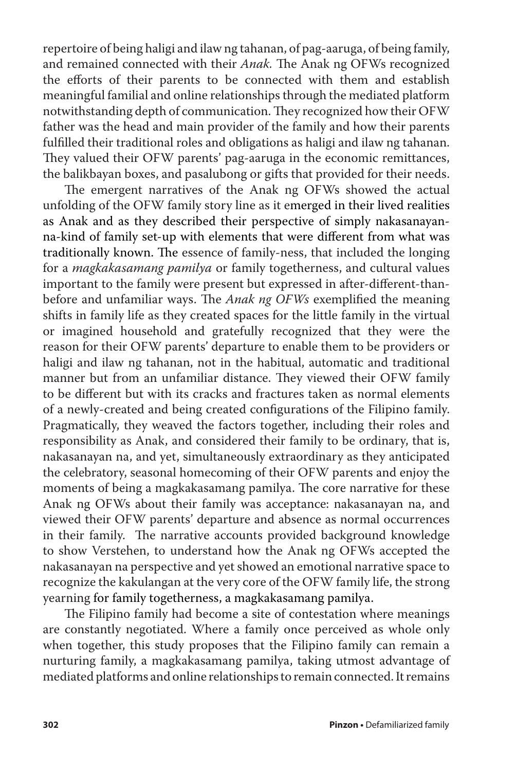repertoire of being haligi and ilaw ng tahanan, of pag-aaruga, of being family, and remained connected with their *Anak.* The Anak ng OFWs recognized the efforts of their parents to be connected with them and establish meaningful familial and online relationships through the mediated platform notwithstanding depth of communication. They recognized how their OFW father was the head and main provider of the family and how their parents fulfilled their traditional roles and obligations as haligi and ilaw ng tahanan. They valued their OFW parents' pag-aaruga in the economic remittances, the balikbayan boxes, and pasalubong or gifts that provided for their needs.

The emergent narratives of the Anak ng OFWs showed the actual unfolding of the OFW family story line as it emerged in their lived realities as Anak and as they described their perspective of simply nakasanayan-na-kind of family set-up with elements that were different from what was traditionally known. The essence of family-ness, that included the longing for a *magkakasamang pamilya* or family togetherness, and cultural values important to the family were present but expressed in after-different-than-before and unfamiliar ways. The *Anak ng OFWs* exemplified the meaning shifts in family life as they created spaces for the little family in the virtual or imagined household and gratefully recognized that they were the reason for their OFW parents' departure to enable them to be providers or haligi and ilaw ng tahanan, not in the habitual, automatic and traditional manner but from an unfamiliar distance. They viewed their OFW family to be different but with its cracks and fractures taken as normal elements of a newly-created and being created configurations of the Filipino family. Pragmatically, they weaved the factors together, including their roles and responsibility as Anak, and considered their family to be ordinary, that is, nakasanayan na, and yet, simultaneously extraordinary as they anticipated the celebratory, seasonal homecoming of their OFW parents and enjoy the moments of being a magkakasamang pamilya. The core narrative for these Anak ng OFWs about their family was acceptance: nakasanayan na, and viewed their OFW parents' departure and absence as normal occurrences in their family. The narrative accounts provided background knowledge to show Verstehen, to understand how the Anak ng OFWs accepted the nakasanayan na perspective and yet showed an emotional narrative space to recognize the kakulangan at the very core of the OFW family life, the strong yearning for family togetherness, a magkakasamang pamilya.

The Filipino family had become a site of contestation where meanings are constantly negotiated. Where a family once perceived as whole only when together, this study proposes that the Filipino family can remain a nurturing family, a magkakasamang pamilya, taking utmost advantage of mediated platforms and online relationships to remain connected. It remains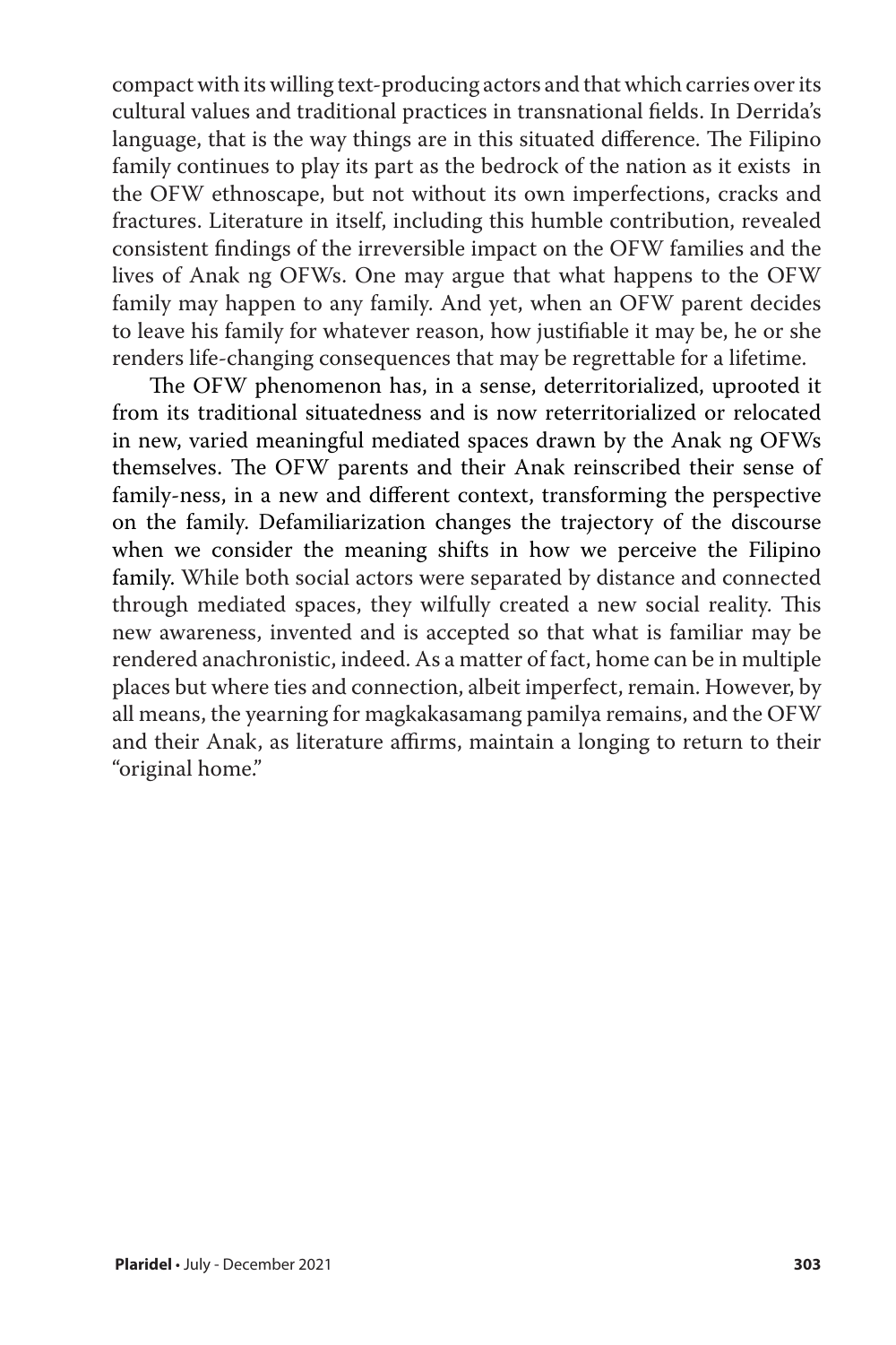compact with its willing text-producing actors and that which carries over its cultural values and traditional practices in transnational fields. In Derrida's language, that is the way things are in this situated difference. The Filipino family continues to play its part as the bedrock of the nation as it exists in the OFW ethnoscape, but not without its own imperfections, cracks and fractures. Literature in itself, including this humble contribution, revealed consistent findings of the irreversible impact on the OFW families and the lives of Anak ng OFWs. One may argue that what happens to the OFW family may happen to any family. And yet, when an OFW parent decides to leave his family for whatever reason, how justifiable it may be, he or she renders life-changing consequences that may be regrettable for a lifetime.

The OFW phenomenon has, in a sense, deterritorialized, uprooted it from its traditional situatedness and is now reterritorialized or relocated in new, varied meaningful mediated spaces drawn by the Anak ng OFWs themselves. The OFW parents and their Anak reinscribed their sense of family-ness, in a new and different context, transforming the perspective on the family. Defamiliarization changes the trajectory of the discourse when we consider the meaning shifts in how we perceive the Filipino family. While both social actors were separated by distance and connected through mediated spaces, they wilfully created a new social reality. This new awareness, invented and is accepted so that what is familiar may be rendered anachronistic, indeed. As a matter of fact, home can be in multiple places but where ties and connection, albeit imperfect, remain. However, by all means, the yearning for magkakasamang pamilya remains, and the OFW and their Anak, as literature affirms, maintain a longing to return to their "original home."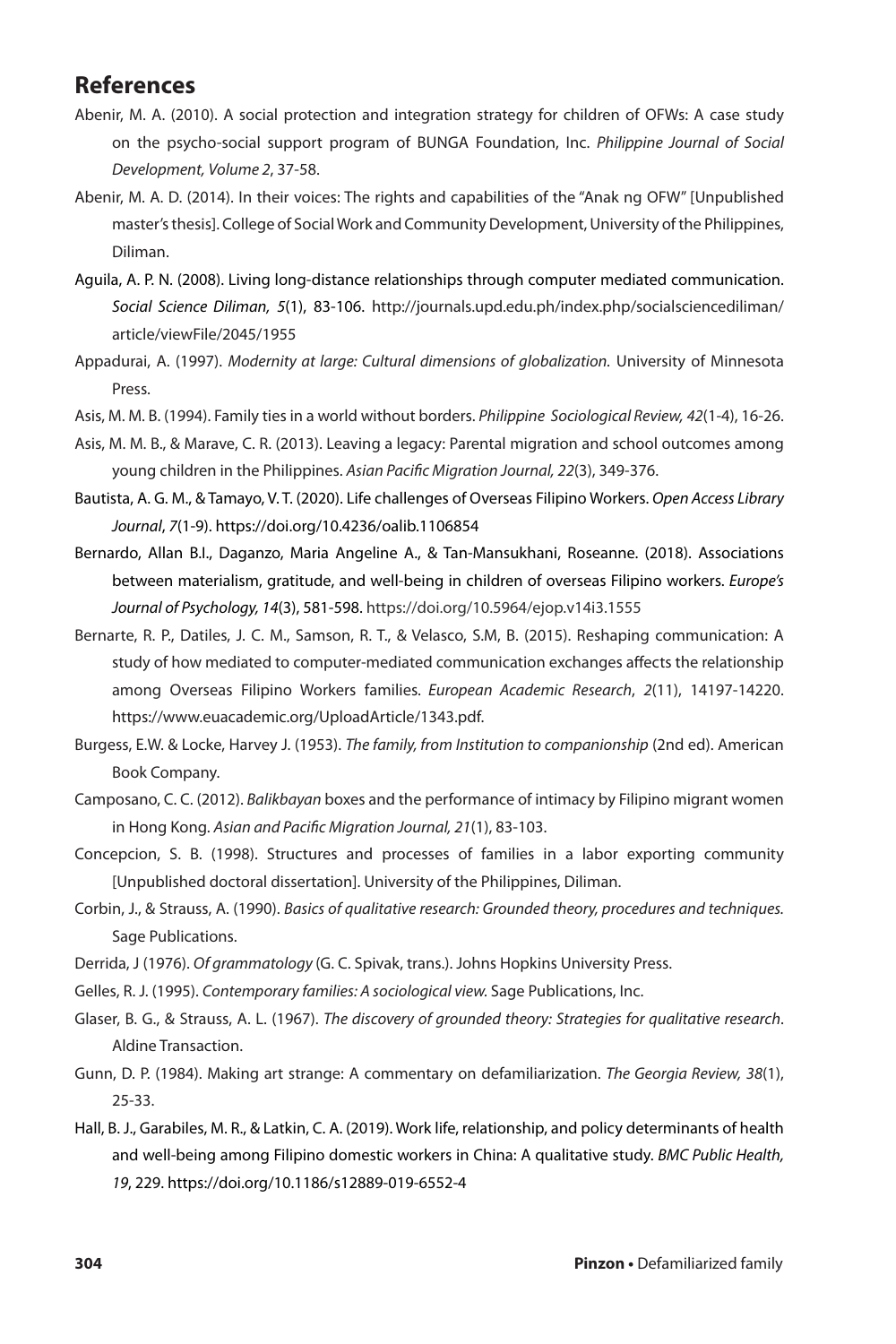## References

Abenir, M. A. (2010). A social protection and integration strategy for children of OFWs: A case study on the psycho-social support program of BUNGA Foundation, Inc. *Philippine Journal of Social Development, Volume 2*, 37-58.

Abenir, M. A. D. (2014). In their voices: The rights and capabilities of the "Anak ng OFW" [Unpublished master's thesis]. College of Social Work and Community Development, University of the Philippines, Diliman.

Aguila, A. P. N. (2008). Living long-distance relationships through computer mediated communication. *Social Science Diliman, 5*(1), 83-106. http://journals.upd.edu.ph/index.php/socialsciencediliman/article/viewFile/2045/1955

Appadurai, A. (1997). *Modernity at large: Cultural dimensions of globalization.* University of Minnesota Press.

Asis, M. M. B. (1994). Family ties in a world without borders. *Philippine Sociological Review, 42*(1-4), 16-26.

Asis, M. M. B., & Marave, C. R. (2013). Leaving a legacy: Parental migration and school outcomes among young children in the Philippines. *Asian Pacific Migration Journal, 22*(3), 349-376.

Bautista, A. G. M., & Tamayo, V. T. (2020). Life challenges of Overseas Filipino Workers. *Open Access Library Journal*, *7*(1-9). https://doi.org/10.4236/oalib.1106854

Bernardo, Allan B.I., Daganzo, Maria Angeline A., & Tan-Mansukhani, Roseanne. (2018). Associations between materialism, gratitude, and well-being in children of overseas Filipino workers. *Europe's Journal of Psychology, 14*(3), 581-598. https://doi.org/10.5964/ejop.v14i3.1555

Bernarte, R. P., Datiles, J. C. M., Samson, R. T., & Velasco, S.M, B. (2015). Reshaping communication: A study of how mediated to computer-mediated communication exchanges affects the relationship among Overseas Filipino Workers families. *European Academic Research*, *2*(11), 14197-14220. https://www.euacademic.org/UploadArticle/1343.pdf.

Burgess, E.W. & Locke, Harvey J. (1953). *The family, from Institution to companionship* (2nd ed). American Book Company.

Camposano, C. C. (2012). *Balikbayan* boxes and the performance of intimacy by Filipino migrant women in Hong Kong. *Asian and Pacific Migration Journal, 21*(1), 83-103.

Concepcion, S. B. (1998). Structures and processes of families in a labor exporting community [Unpublished doctoral dissertation]. University of the Philippines, Diliman.

Corbin, J., & Strauss, A. (1990). *Basics of qualitative research: Grounded theory, procedures and techniques.* Sage Publications.

Derrida, J (1976). *Of grammatology* (G. C. Spivak, trans.). Johns Hopkins University Press.

Gelles, R. J. (1995). *Contemporary families: A sociological view.* Sage Publications, Inc.

Glaser, B. G., & Strauss, A. L. (1967). *The discovery of grounded theory: Strategies for qualitative research*. Aldine Transaction.

Gunn, D. P. (1984). Making art strange: A commentary on defamiliarization. *The Georgia Review, 38*(1), 25-33.

Hall, B. J., Garabiles, M. R., & Latkin, C. A. (2019). Work life, relationship, and policy determinants of health and well-being among Filipino domestic workers in China: A qualitative study. *BMC Public Health, 19*, 229. https://doi.org/10.1186/s12889-019-6552-4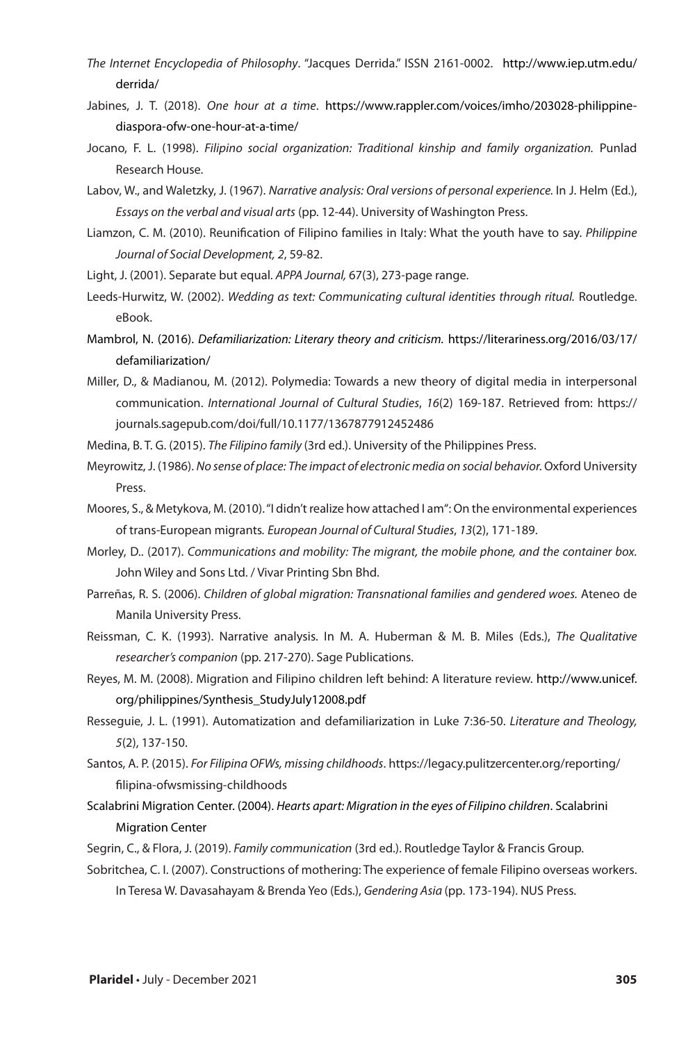*The Internet Encyclopedia of Philosophy*. "Jacques Derrida." ISSN 2161-0002. http://www.iep.utm.edu/derrida/

Jabines, J. T. (2018). *One hour at a time*. https://www.rappler.com/voices/imho/203028-philippine-diaspora-ofw-one-hour-at-a-time/

Jocano, F. L. (1998). *Filipino social organization: Traditional kinship and family organization.* Punlad Research House.

Labov, W., and Waletzky, J. (1967). *Narrative analysis: Oral versions of personal experience.* In J. Helm (Ed.), *Essays on the verbal and visual arts* (pp. 12-44). University of Washington Press.

Liamzon, C. M. (2010). Reunification of Filipino families in Italy: What the youth have to say. *Philippine Journal of Social Development, 2*, 59-82.

Light, J. (2001). Separate but equal. *APPA Journal,* 67(3), 273-page range.

Leeds-Hurwitz, W. (2002). *Wedding as text: Communicating cultural identities through ritual.* Routledge. eBook.

Mambrol, N. (2016). *Defamiliarization: Literary theory and criticism.* https://literariness.org/2016/03/17/defamiliarization/

Miller, D., & Madianou, M. (2012). Polymedia: Towards a new theory of digital media in interpersonal communication. *International Journal of Cultural Studies*, *16*(2) 169-187. Retrieved from: https://journals.sagepub.com/doi/full/10.1177/1367877912452486

Medina, B. T. G. (2015). *The Filipino family* (3rd ed.). University of the Philippines Press.

Meyrowitz, J. (1986). *No sense of place: The impact of electronic media on social behavior.* Oxford University Press.

Moores, S., & Metykova, M. (2010). "I didn't realize how attached I am": On the environmental experiences of trans-European migrants*. European Journal of Cultural Studies*, *13*(2), 171-189.

Morley, D.. (2017). *Communications and mobility: The migrant, the mobile phone, and the container box.* John Wiley and Sons Ltd. / Vivar Printing Sbn Bhd.

Parreñas, R. S. (2006). *Children of global migration: Transnational families and gendered woes.* Ateneo de Manila University Press.

Reissman, C. K. (1993). Narrative analysis. In M. A. Huberman & M. B. Miles (Eds.), *The Qualitative researcher's companion* (pp. 217-270). Sage Publications.

Reyes, M. M. (2008). Migration and Filipino children left behind: A literature review. http://www.unicef.org/philippines/Synthesis_StudyJuly12008.pdf

Resseguie, J. L. (1991). Automatization and defamiliarization in Luke 7:36-50. *Literature and Theology, 5*(2), 137-150.

Santos, A. P. (2015). *For Filipina OFWs, missing childhoods*. https://legacy.pulitzercenter.org/reporting/filipina-ofwsmissing-childhoods

Scalabrini Migration Center. (2004). *Hearts apart: Migration in the eyes of Filipino children*. Scalabrini Migration Center

Segrin, C., & Flora, J. (2019). *Family communication* (3rd ed.). Routledge Taylor & Francis Group.

Sobritchea, C. I. (2007). Constructions of mothering: The experience of female Filipino overseas workers. In Teresa W. Davasahayam & Brenda Yeo (Eds.), *Gendering Asia* (pp. 173-194). NUS Press.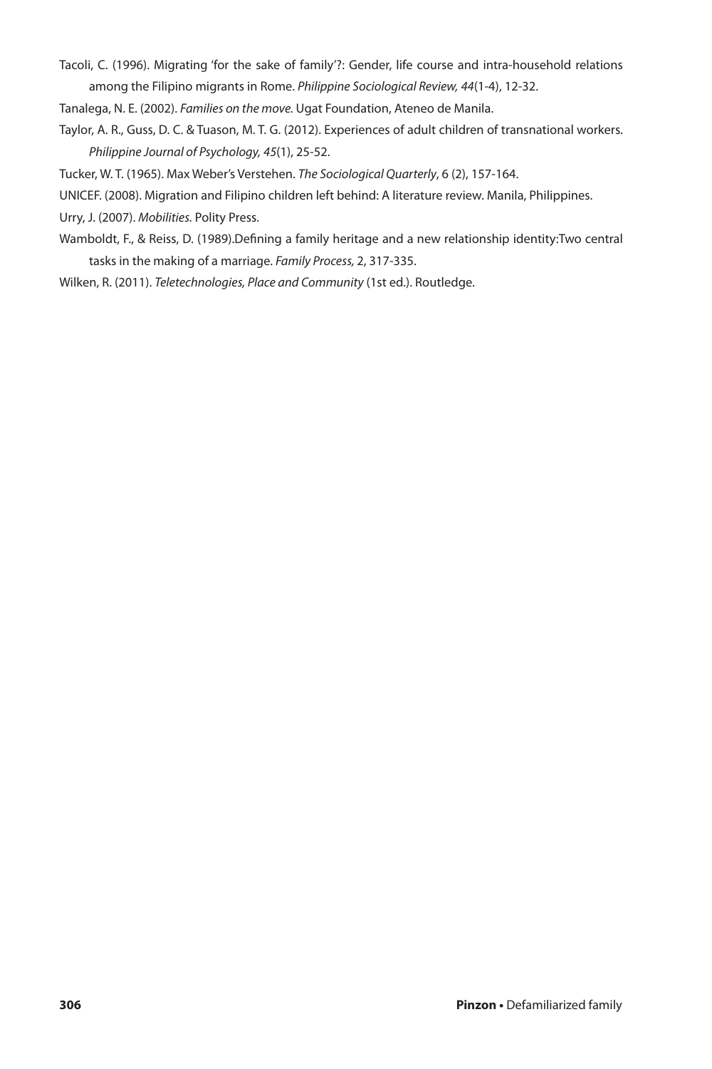Tacoli, C. (1996). Migrating 'for the sake of family'?: Gender, life course and intra-household relations among the Filipino migrants in Rome. *Philippine Sociological Review, 44*(1-4), 12-32.

Tanalega, N. E. (2002). *Families on the move.* Ugat Foundation, Ateneo de Manila.

Taylor, A. R., Guss, D. C. & Tuason, M. T. G. (2012). Experiences of adult children of transnational workers. *Philippine Journal of Psychology, 45*(1), 25-52.

Tucker, W. T. (1965). Max Weber's Verstehen. *The Sociological Quarterly*, 6 (2), 157-164.

UNICEF. (2008). Migration and Filipino children left behind: A literature review. Manila, Philippines.

Urry, J. (2007). *Mobilities.* Polity Press.

Wamboldt, F., & Reiss, D. (1989).Defining a family heritage and a new relationship identity:Two central tasks in the making of a marriage. *Family Process,* 2, 317-335.

Wilken, R. (2011). *Teletechnologies, Place and Community* (1st ed.). Routledge.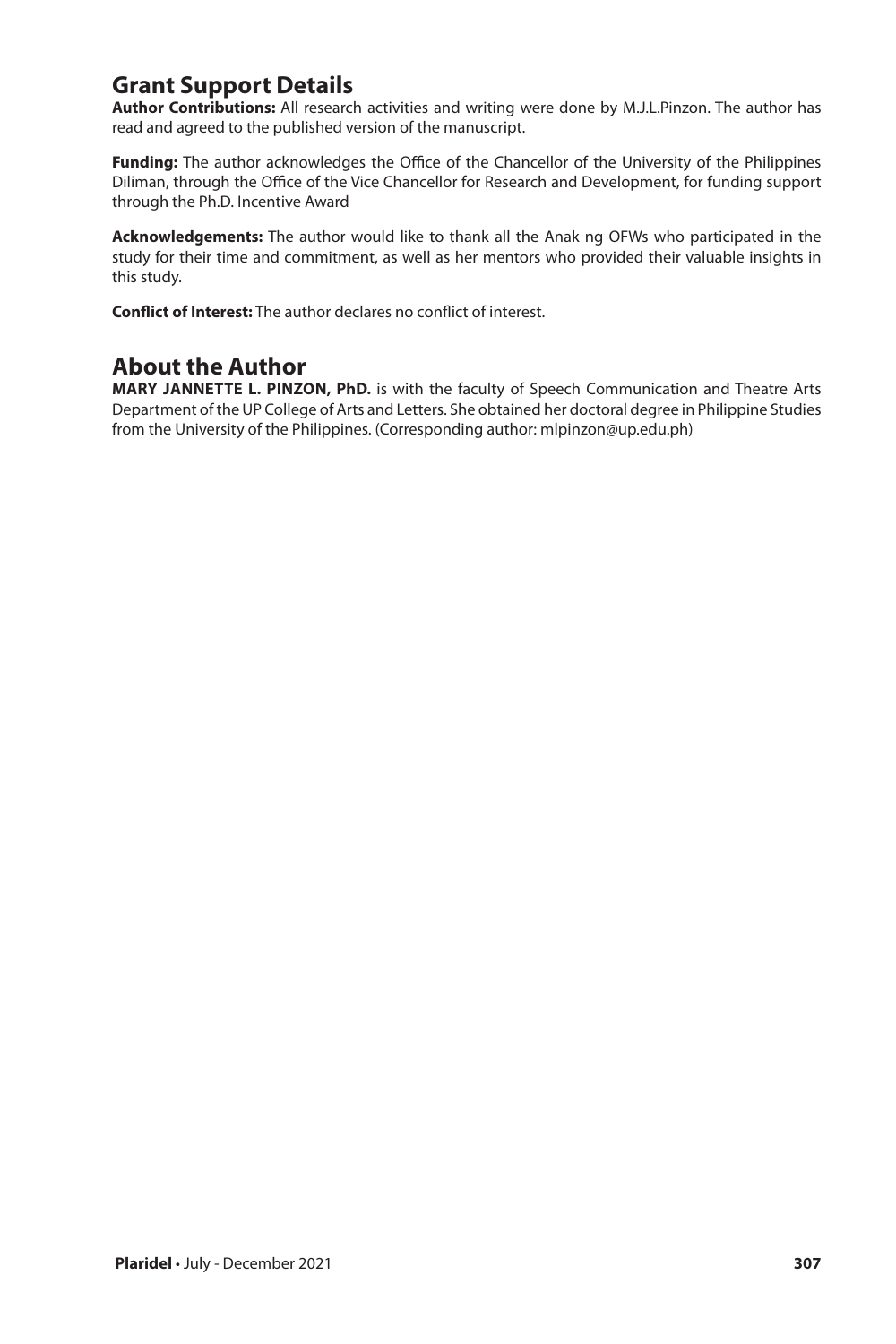## Grant Support Details

**Author Contributions:** All research activities and writing were done by M.J.L.Pinzon. The author has read and agreed to the published version of the manuscript.

**Funding:** The author acknowledges the Office of the Chancellor of the University of the Philippines Diliman, through the Office of the Vice Chancellor for Research and Development, for funding support through the Ph.D. Incentive Award

**Acknowledgements:** The author would like to thank all the Anak ng OFWs who participated in the study for their time and commitment, as well as her mentors who provided their valuable insights in this study.

**Conflict of Interest:** The author declares no conflict of interest.

## About the Author

**MARY JANNETTE L. PINZON, PhD.** is with the faculty of Speech Communication and Theatre Arts Department of the UP College of Arts and Letters. She obtained her doctoral degree in Philippine Studies from the University of the Philippines. (Corresponding author: mlpinzon@up.edu.ph)